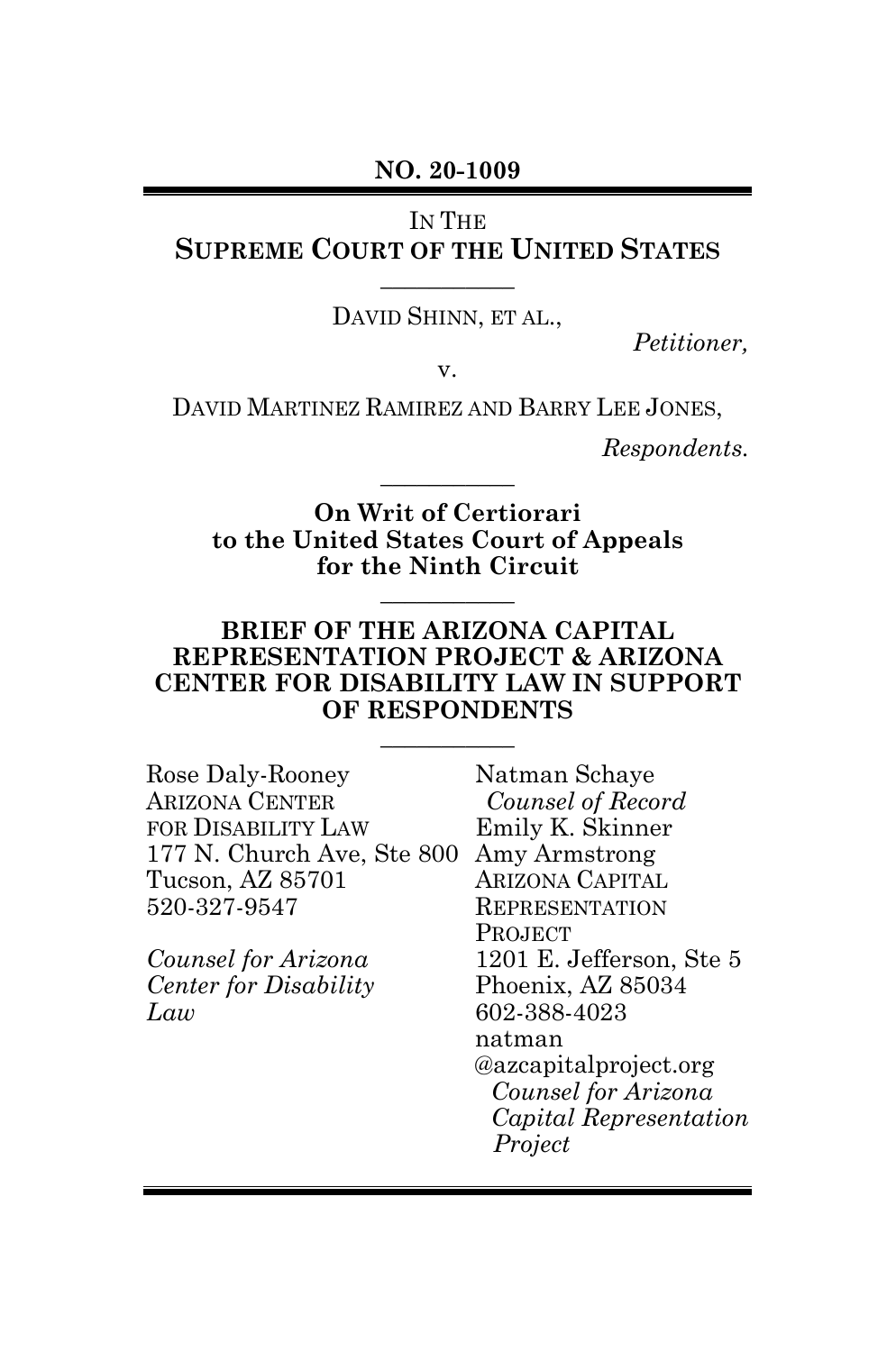**NO. 20-1009**

IN THE
**SUPREME COURT OF THE UNITED STATES**

DAVID SHINN, ET AL.,

*Petitioner,*

v.

DAVID MARTINEZ RAMIREZ AND BARRY LEE JONES,

*Respondents.*

**On Writ of Certiorari to the United States Court of Appeals for the Ninth Circuit**

**BRIEF OF THE ARIZONA CAPITAL REPRESENTATION PROJECT & ARIZONA CENTER FOR DISABILITY LAW IN SUPPORT OF RESPONDENTS**

Rose Daly-Rooney
ARIZONA CENTER FOR DISABILITY LAW
177 N. Church Ave, Ste 800
Tucson, AZ 85701
520-327-9547

*Counsel for Arizona Center for Disability Law*

Natman Schaye
*Counsel of Record*
Emily K. Skinner
Amy Armstrong
ARIZONA CAPITAL REPRESENTATION PROJECT
1201 E. Jefferson, Ste 5
Phoenix, AZ 85034
602-388-4023
natman@azcapitalproject.org
*Counsel for Arizona Capital Representation Project*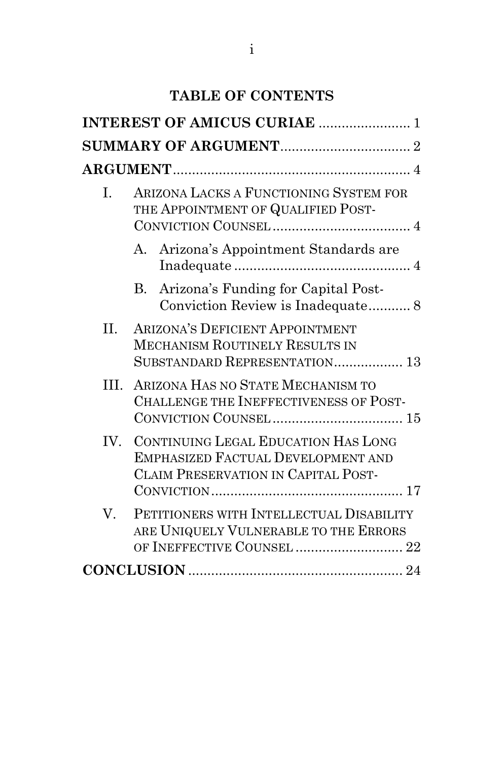## TABLE OF CONTENTS

**INTEREST OF AMICUS CURIAE** ........................ 1

**SUMMARY OF ARGUMENT** .................................. 2

**ARGUMENT** .............................................................. 4

I. ARIZONA LACKS A FUNCTIONING SYSTEM FOR THE APPOINTMENT OF QUALIFIED POST-CONVICTION COUNSEL .................................... 4

  A. Arizona's Appointment Standards are Inadequate .............................................. 4

  B. Arizona's Funding for Capital Post-Conviction Review is Inadequate ........... 8

II. ARIZONA'S DEFICIENT APPOINTMENT MECHANISM ROUTINELY RESULTS IN SUBSTANDARD REPRESENTATION .................. 13

III. ARIZONA HAS NO STATE MECHANISM TO CHALLENGE THE INEFFECTIVENESS OF POST-CONVICTION COUNSEL .................................. 15

IV. CONTINUING LEGAL EDUCATION HAS LONG EMPHASIZED FACTUAL DEVELOPMENT AND CLAIM PRESERVATION IN CAPITAL POST-CONVICTION .................................................. 17

V. PETITIONERS WITH INTELLECTUAL DISABILITY ARE UNIQUELY VULNERABLE TO THE ERRORS OF INEFFECTIVE COUNSEL ............................ 22

**CONCLUSION** ........................................................ 24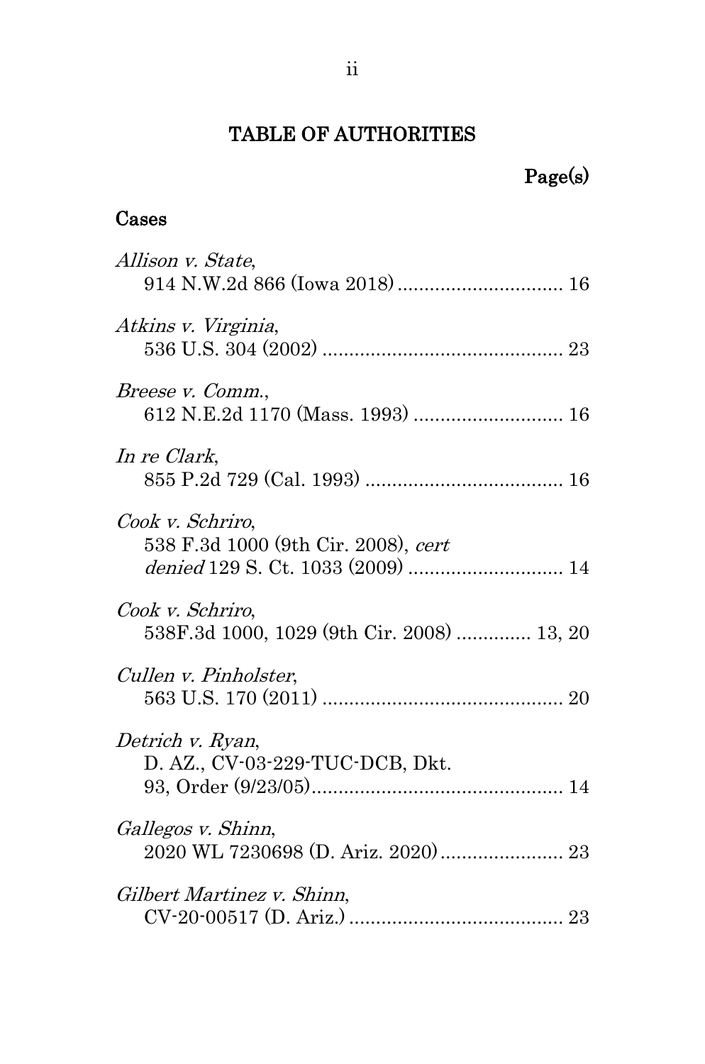# TABLE OF AUTHORITIES

**Page(s)**

## Cases

*Allison v. State*,
914 N.W.2d 866 (Iowa 2018) .............................. 16

*Atkins v. Virginia*,
536 U.S. 304 (2002) ............................................ 23

*Breese v. Comm.*,
612 N.E.2d 1170 (Mass. 1993) ........................... 16

*In re Clark*,
855 P.2d 729 (Cal. 1993) .................................... 16

*Cook v. Schriro*,
538 F.3d 1000 (9th Cir. 2008), *cert denied* 129 S. Ct. 1033 (2009) ............................ 14

*Cook v. Schriro*,
538F.3d 1000, 1029 (9th Cir. 2008) ............. 13, 20

*Cullen v. Pinholster*,
563 U.S. 170 (2011) ............................................ 20

*Detrich v. Ryan*,
D. AZ., CV-03-229-TUC-DCB, Dkt. 93, Order (9/23/05)............................................... 14

*Gallegos v. Shinn*,
2020 WL 7230698 (D. Ariz. 2020)....................... 23

*Gilbert Martinez v. Shinn*,
CV-20-00517 (D. Ariz.) ........................................ 23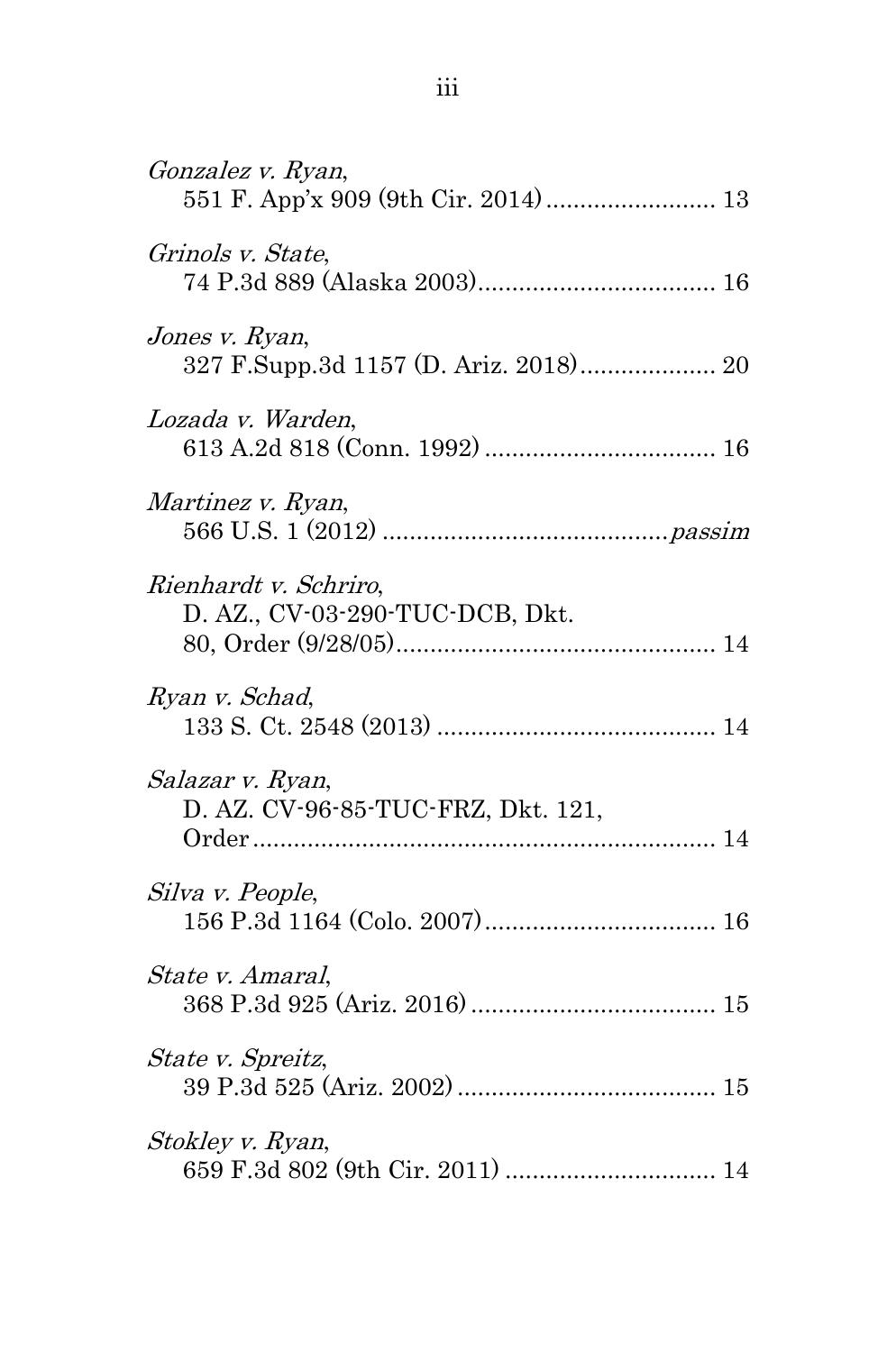*Gonzalez v. Ryan*,
551 F. App'x 909 (9th Cir. 2014) ......................... 13

*Grinols v. State*,
74 P.3d 889 (Alaska 2003)................................... 16

*Jones v. Ryan*,
327 F.Supp.3d 1157 (D. Ariz. 2018).................... 20

*Lozada v. Warden*,
613 A.2d 818 (Conn. 1992) .................................. 16

*Martinez v. Ryan*,
566 U.S. 1 (2012) ..........................................*passim*

*Rienhardt v. Schriro*,
D. AZ., CV-03-290-TUC-DCB, Dkt.
80, Order (9/28/05)................................................ 14

*Ryan v. Schad*,
133 S. Ct. 2548 (2013) ......................................... 14

*Salazar v. Ryan*,
D. AZ. CV-96-85-TUC-FRZ, Dkt. 121,
Order..................................................................... 14

*Silva v. People*,
156 P.3d 1164 (Colo. 2007).................................. 16

*State v. Amaral*,
368 P.3d 925 (Ariz. 2016) .................................... 15

*State v. Spreitz*,
39 P.3d 525 (Ariz. 2002) ...................................... 15

*Stokley v. Ryan*,
659 F.3d 802 (9th Cir. 2011) ............................... 14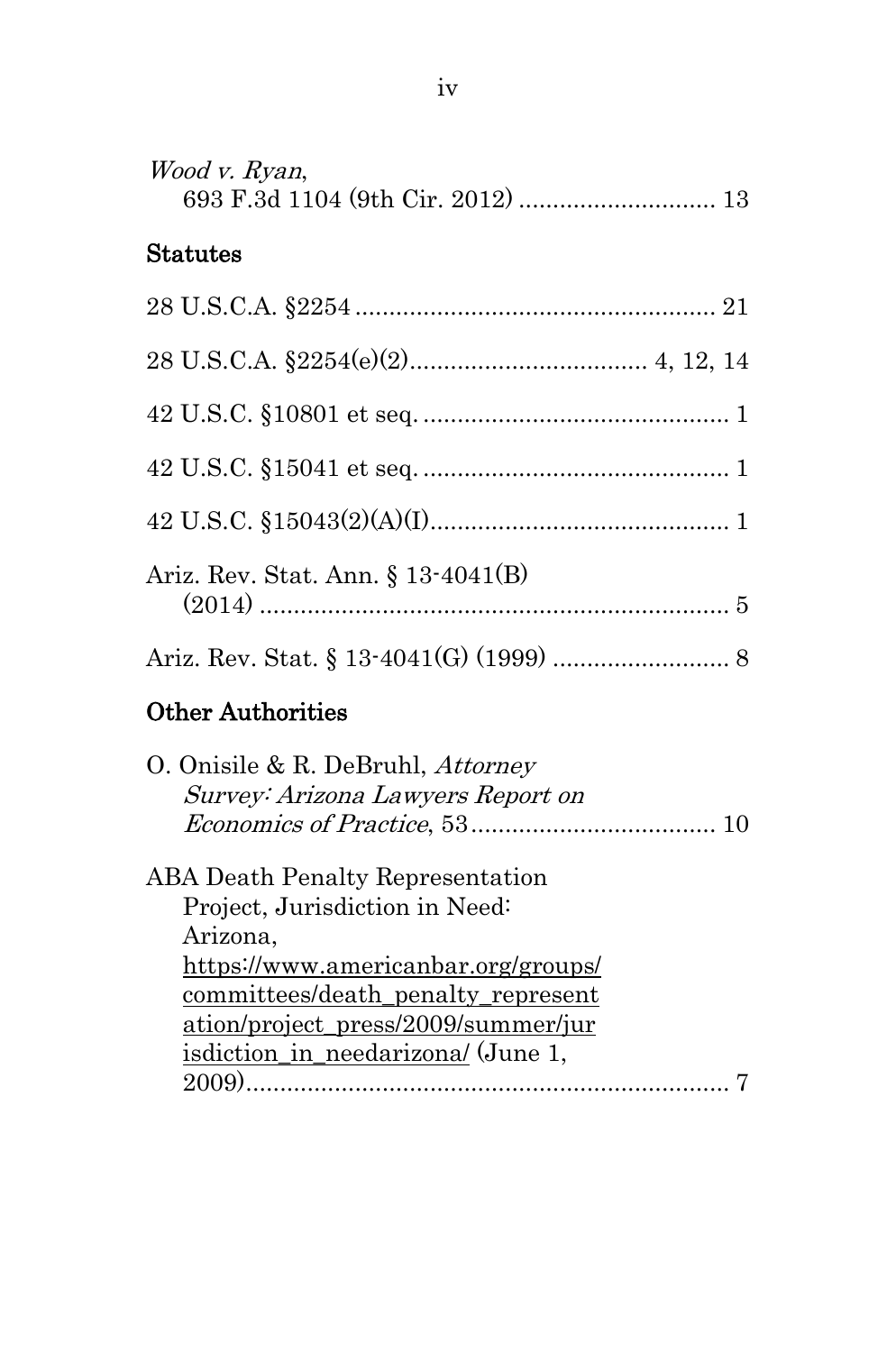*Wood v. Ryan*,
693 F.3d 1104 (9th Cir. 2012) ............................ 13

## Statutes

28 U.S.C.A. §2254 .................................................... 21

28 U.S.C.A. §2254(e)(2).................................. 4, 12, 14

42 U.S.C. §10801 et seq. ............................................ 1

42 U.S.C. §15041 et seq. ............................................ 1

42 U.S.C. §15043(2)(A)(I)........................................... 1

Ariz. Rev. Stat. Ann. § 13-4041(B)
(2014) .................................................................... 5

Ariz. Rev. Stat. § 13-4041(G) (1999) .......................... 8

## Other Authorities

O. Onisile & R. DeBruhl, *Attorney Survey: Arizona Lawyers Report on Economics of Practice*, 53.................................... 10

ABA Death Penalty Representation Project, Jurisdiction in Need: Arizona, https://www.americanbar.org/groups/committees/death_penalty_representation/project_press/2009/summer/jurisdiction_in_needarizona/ (June 1, 2009)...................................................................... 7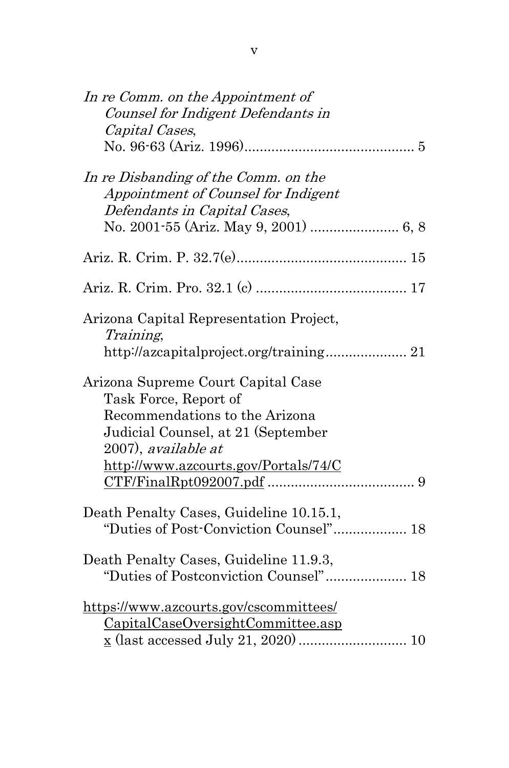*In re Comm. on the Appointment of Counsel for Indigent Defendants in Capital Cases*, No. 96-63 (Ariz. 1996)............................................ 5

*In re Disbanding of the Comm. on the Appointment of Counsel for Indigent Defendants in Capital Cases*, No. 2001-55 (Ariz. May 9, 2001) ....................... 6, 8

Ariz. R. Crim. P. 32.7(e)............................................ 15

Ariz. R. Crim. Pro. 32.1 (c) ....................................... 17

Arizona Capital Representation Project, *Training*, http://azcapitalproject.org/training..................... 21

Arizona Supreme Court Capital Case Task Force, Report of Recommendations to the Arizona Judicial Counsel, at 21 (September 2007), *available at* http://www.azcourts.gov/Portals/74/CCTF/FinalRpt092007.pdf ...................................... 9

Death Penalty Cases, Guideline 10.15.1, "Duties of Post-Conviction Counsel"................... 18

Death Penalty Cases, Guideline 11.9.3, "Duties of Postconviction Counsel"..................... 18

https://www.azcourts.gov/cscommittees/CapitalCaseOversightCommittee.aspx (last accessed July 21, 2020) ............................ 10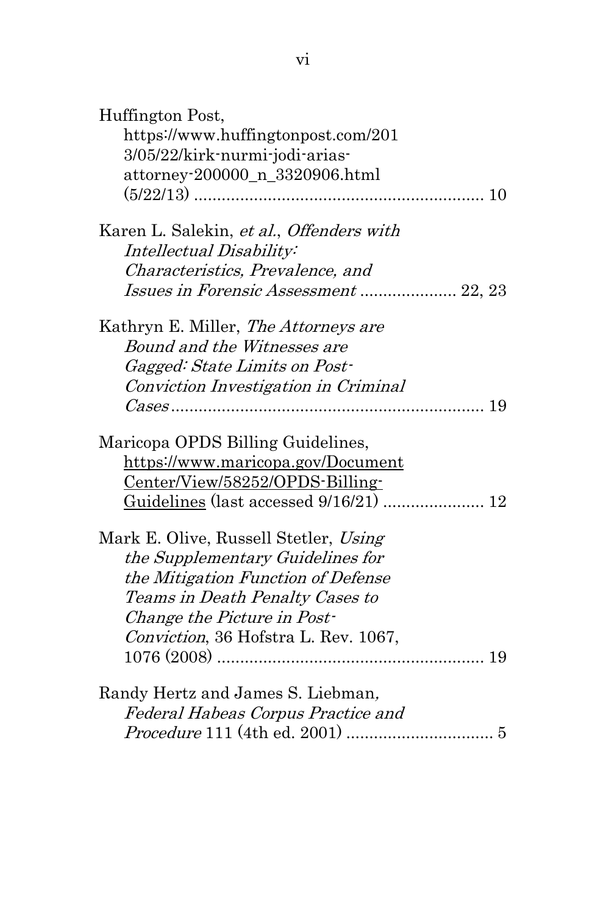Huffington Post, https://www.huffingtonpost.com/2013/05/22/kirk-nurmi-jodi-arias-attorney-200000_n_3320906.html (5/22/13) .............................................................. 10

Karen L. Salekin, *et al.*, *Offenders with Intellectual Disability: Characteristics, Prevalence, and Issues in Forensic Assessment* .................... 22, 23

Kathryn E. Miller, *The Attorneys are Bound and the Witnesses are Gagged: State Limits on Post-Conviction Investigation in Criminal Cases* .................................................................... 19

Maricopa OPDS Billing Guidelines, https://www.maricopa.gov/DocumentCenter/View/58252/OPDS-Billing-Guidelines (last accessed 9/16/21) ..................... 12

Mark E. Olive, Russell Stetler, *Using the Supplementary Guidelines for the Mitigation Function of Defense Teams in Death Penalty Cases to Change the Picture in Post-Conviction*, 36 Hofstra L. Rev. 1067, 1076 (2008) ......................................................... 19

Randy Hertz and James S. Liebman, *Federal Habeas Corpus Practice and Procedure* 111 (4th ed. 2001) ............................... 5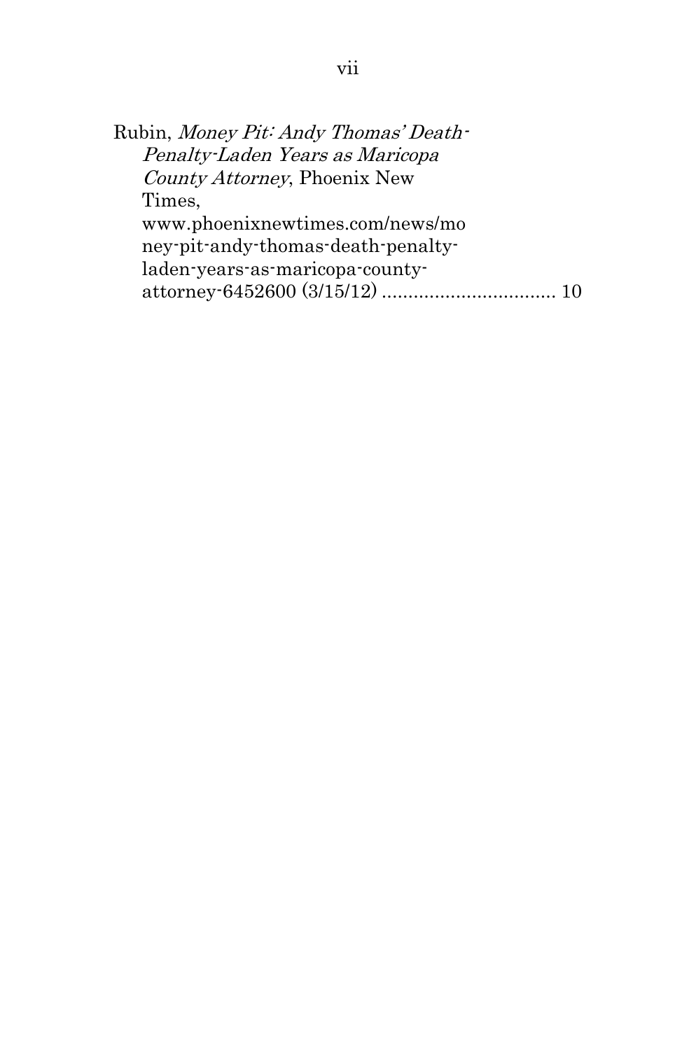Rubin, *Money Pit: Andy Thomas' Death-Penalty-Laden Years as Maricopa County Attorney*, Phoenix New Times, www.phoenixnewtimes.com/news/money-pit-andy-thomas-death-penalty-laden-years-as-maricopa-county-attorney-6452600 (3/15/12) ................................ 10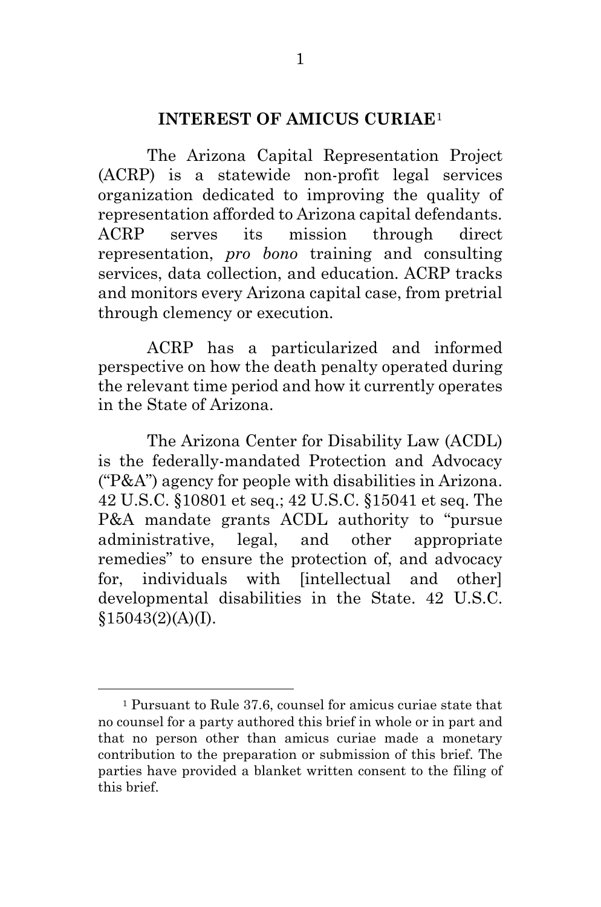## INTEREST OF AMICUS CURIAE[1]

The Arizona Capital Representation Project (ACRP) is a statewide non-profit legal services organization dedicated to improving the quality of representation afforded to Arizona capital defendants. ACRP serves its mission through direct representation, *pro bono* training and consulting services, data collection, and education. ACRP tracks and monitors every Arizona capital case, from pretrial through clemency or execution.

ACRP has a particularized and informed perspective on how the death penalty operated during the relevant time period and how it currently operates in the State of Arizona.

The Arizona Center for Disability Law (ACDL) is the federally-mandated Protection and Advocacy ("P&A") agency for people with disabilities in Arizona. 42 U.S.C. §10801 et seq.; 42 U.S.C. §15041 et seq. The P&A mandate grants ACDL authority to "pursue administrative, legal, and other appropriate remedies" to ensure the protection of, and advocacy for, individuals with [intellectual and other] developmental disabilities in the State. 42 U.S.C. §15043(2)(A)(I).

---

[1] Pursuant to Rule 37.6, counsel for amicus curiae state that no counsel for a party authored this brief in whole or in part and that no person other than amicus curiae made a monetary contribution to the preparation or submission of this brief. The parties have provided a blanket written consent to the filing of this brief.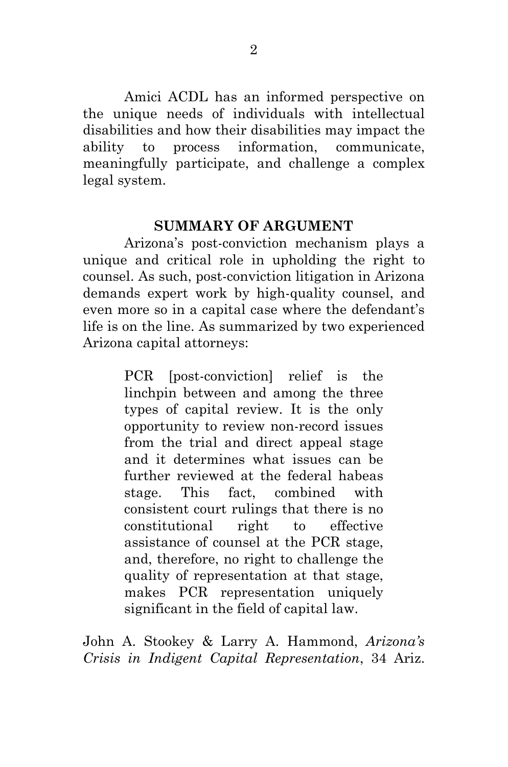Amici ACDL has an informed perspective on the unique needs of individuals with intellectual disabilities and how their disabilities may impact the ability to process information, communicate, meaningfully participate, and challenge a complex legal system.

## SUMMARY OF ARGUMENT

Arizona's post-conviction mechanism plays a unique and critical role in upholding the right to counsel. As such, post-conviction litigation in Arizona demands expert work by high-quality counsel, and even more so in a capital case where the defendant's life is on the line. As summarized by two experienced Arizona capital attorneys:

> PCR [post-conviction] relief is the linchpin between and among the three types of capital review. It is the only opportunity to review non-record issues from the trial and direct appeal stage and it determines what issues can be further reviewed at the federal habeas stage. This fact, combined with consistent court rulings that there is no constitutional right to effective assistance of counsel at the PCR stage, and, therefore, no right to challenge the quality of representation at that stage, makes PCR representation uniquely significant in the field of capital law.

John A. Stookey & Larry A. Hammond, *Arizona's Crisis in Indigent Capital Representation*, 34 Ariz.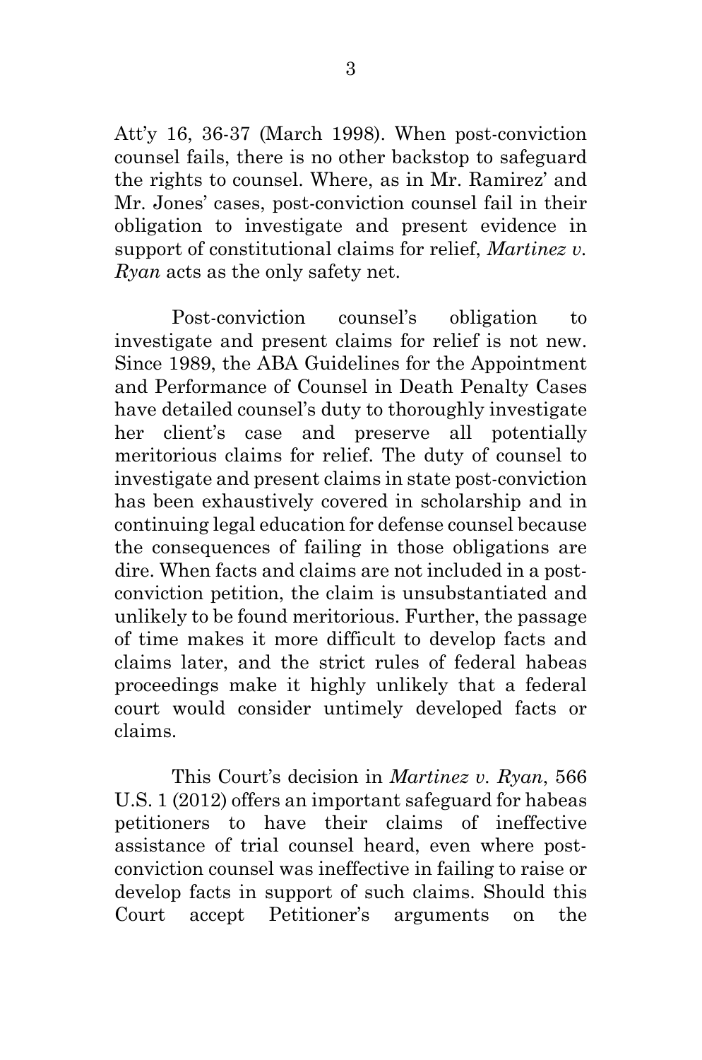Att'y 16, 36-37 (March 1998). When post-conviction counsel fails, there is no other backstop to safeguard the rights to counsel. Where, as in Mr. Ramirez' and Mr. Jones' cases, post-conviction counsel fail in their obligation to investigate and present evidence in support of constitutional claims for relief, *Martinez v. Ryan* acts as the only safety net.

Post-conviction counsel's obligation to investigate and present claims for relief is not new. Since 1989, the ABA Guidelines for the Appointment and Performance of Counsel in Death Penalty Cases have detailed counsel's duty to thoroughly investigate her client's case and preserve all potentially meritorious claims for relief. The duty of counsel to investigate and present claims in state post-conviction has been exhaustively covered in scholarship and in continuing legal education for defense counsel because the consequences of failing in those obligations are dire. When facts and claims are not included in a post-conviction petition, the claim is unsubstantiated and unlikely to be found meritorious. Further, the passage of time makes it more difficult to develop facts and claims later, and the strict rules of federal habeas proceedings make it highly unlikely that a federal court would consider untimely developed facts or claims.

This Court's decision in *Martinez v. Ryan*, 566 U.S. 1 (2012) offers an important safeguard for habeas petitioners to have their claims of ineffective assistance of trial counsel heard, even where post-conviction counsel was ineffective in failing to raise or develop facts in support of such claims. Should this Court accept Petitioner's arguments on the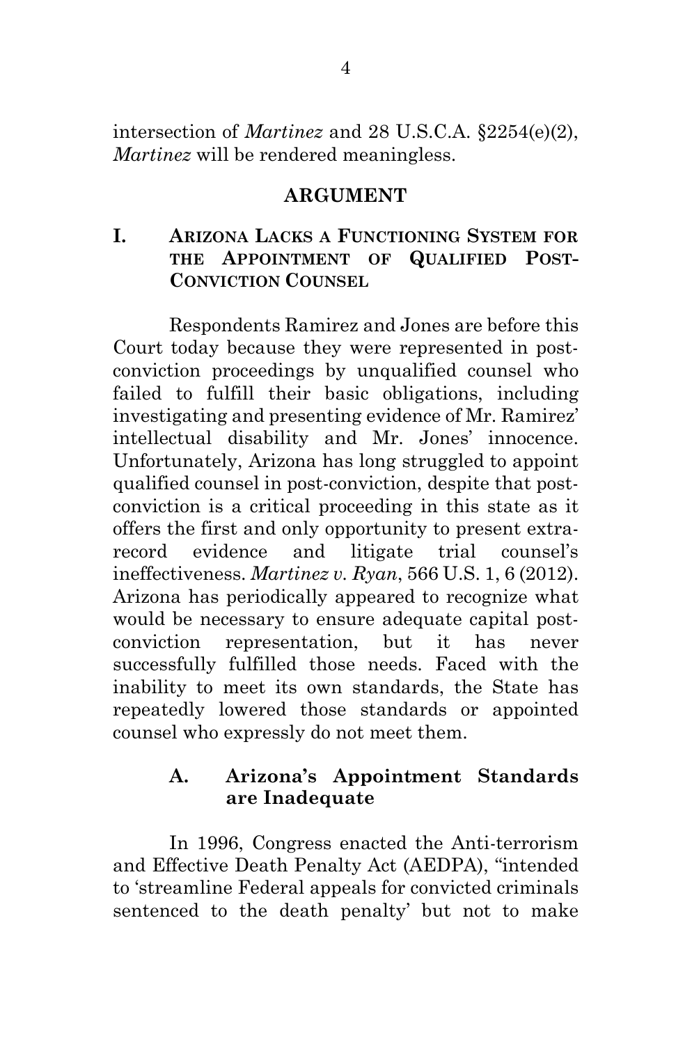intersection of *Martinez* and 28 U.S.C.A. §2254(e)(2), *Martinez* will be rendered meaningless.

## ARGUMENT

### I. ARIZONA LACKS A FUNCTIONING SYSTEM FOR THE APPOINTMENT OF QUALIFIED POST-CONVICTION COUNSEL

Respondents Ramirez and Jones are before this Court today because they were represented in post-conviction proceedings by unqualified counsel who failed to fulfill their basic obligations, including investigating and presenting evidence of Mr. Ramirez' intellectual disability and Mr. Jones' innocence. Unfortunately, Arizona has long struggled to appoint qualified counsel in post-conviction, despite that post-conviction is a critical proceeding in this state as it offers the first and only opportunity to present extra-record evidence and litigate trial counsel's ineffectiveness. *Martinez v. Ryan*, 566 U.S. 1, 6 (2012). Arizona has periodically appeared to recognize what would be necessary to ensure adequate capital post-conviction representation, but it has never successfully fulfilled those needs. Faced with the inability to meet its own standards, the State has repeatedly lowered those standards or appointed counsel who expressly do not meet them.

#### A. Arizona's Appointment Standards are Inadequate

In 1996, Congress enacted the Anti-terrorism and Effective Death Penalty Act (AEDPA), "intended to 'streamline Federal appeals for convicted criminals sentenced to the death penalty' but not to make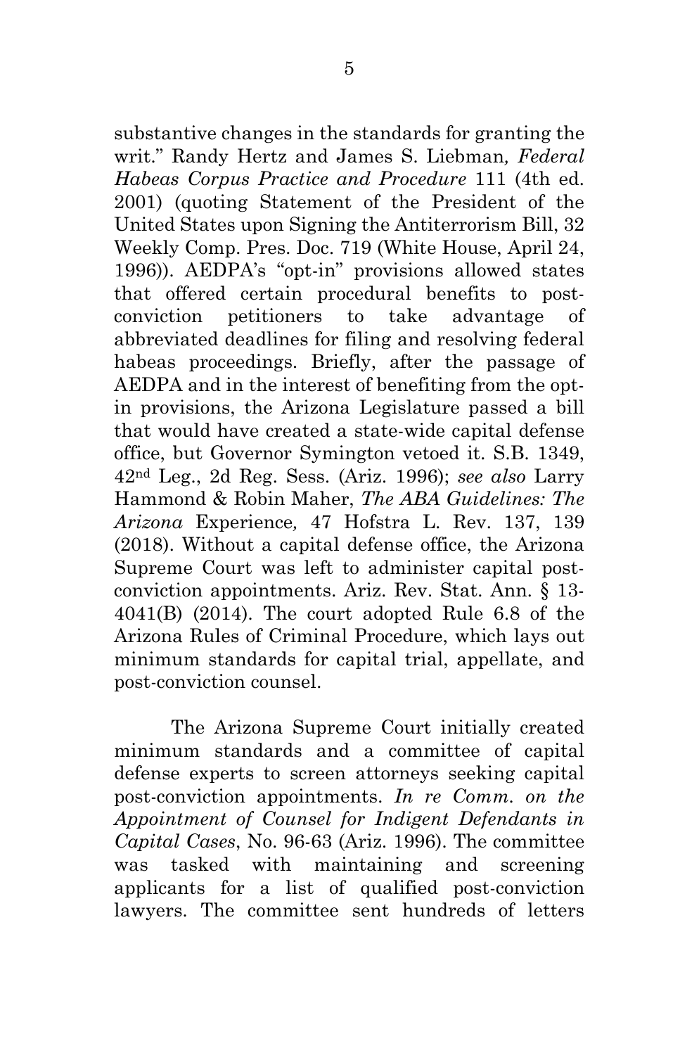substantive changes in the standards for granting the writ." Randy Hertz and James S. Liebman*, Federal Habeas Corpus Practice and Procedure* 111 (4th ed. 2001) (quoting Statement of the President of the United States upon Signing the Antiterrorism Bill, 32 Weekly Comp. Pres. Doc. 719 (White House, April 24, 1996)). AEDPA's "opt-in" provisions allowed states that offered certain procedural benefits to post-conviction petitioners to take advantage of abbreviated deadlines for filing and resolving federal habeas proceedings. Briefly, after the passage of AEDPA and in the interest of benefiting from the opt-in provisions, the Arizona Legislature passed a bill that would have created a state-wide capital defense office, but Governor Symington vetoed it. S.B. 1349, 42nd Leg., 2d Reg. Sess. (Ariz. 1996); *see also* Larry Hammond & Robin Maher, *The ABA Guidelines: The Arizona* Experience*,* 47 Hofstra L. Rev. 137, 139 (2018). Without a capital defense office, the Arizona Supreme Court was left to administer capital post-conviction appointments. Ariz. Rev. Stat. Ann. § 13-4041(B) (2014). The court adopted Rule 6.8 of the Arizona Rules of Criminal Procedure, which lays out minimum standards for capital trial, appellate, and post-conviction counsel.

The Arizona Supreme Court initially created minimum standards and a committee of capital defense experts to screen attorneys seeking capital post-conviction appointments. *In re Comm. on the Appointment of Counsel for Indigent Defendants in Capital Cases*, No. 96-63 (Ariz. 1996). The committee was tasked with maintaining and screening applicants for a list of qualified post-conviction lawyers. The committee sent hundreds of letters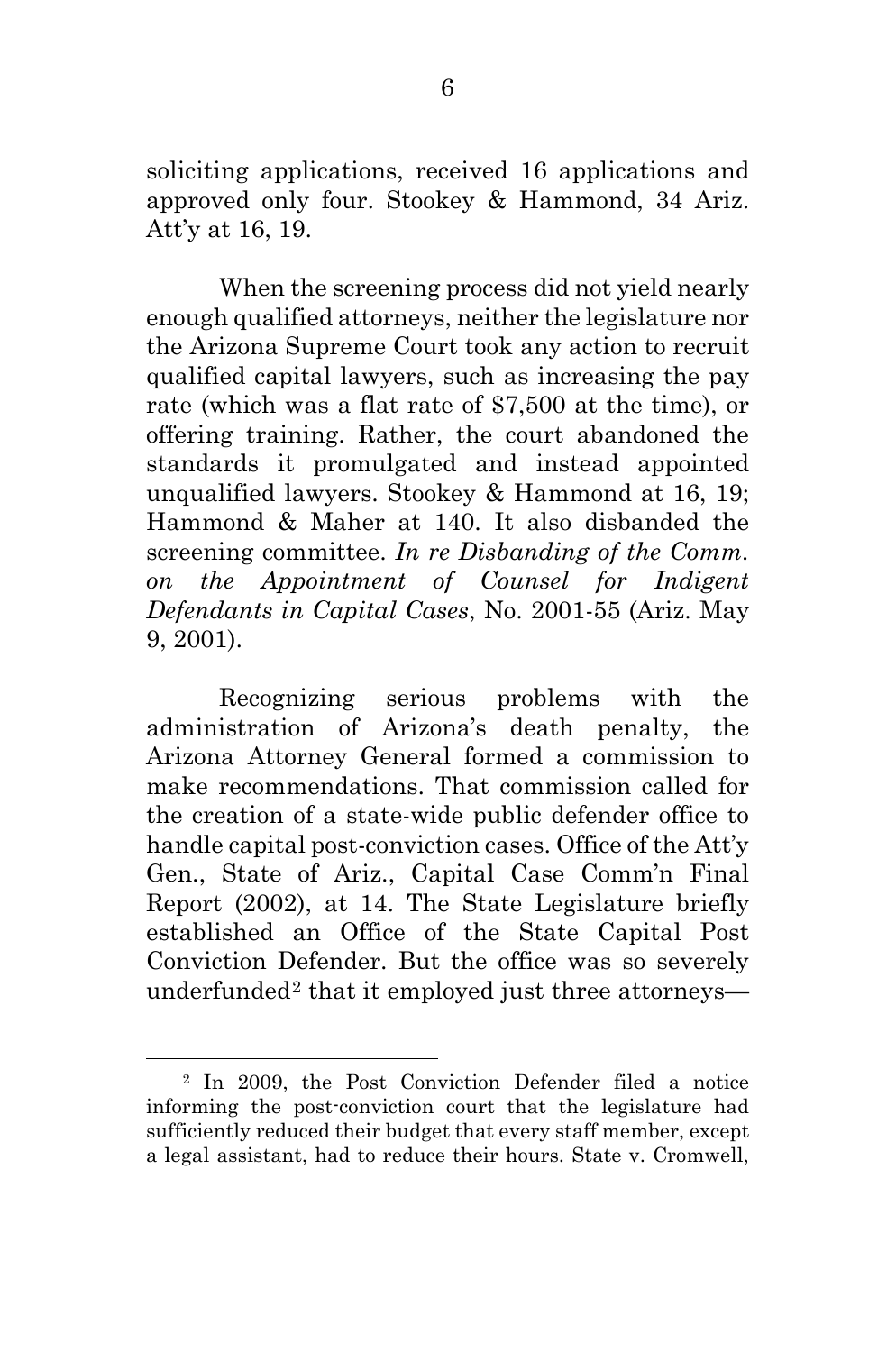soliciting applications, received 16 applications and approved only four. Stookey & Hammond, 34 Ariz. Att'y at 16, 19.

When the screening process did not yield nearly enough qualified attorneys, neither the legislature nor the Arizona Supreme Court took any action to recruit qualified capital lawyers, such as increasing the pay rate (which was a flat rate of $7,500 at the time), or offering training. Rather, the court abandoned the standards it promulgated and instead appointed unqualified lawyers. Stookey & Hammond at 16, 19; Hammond & Maher at 140. It also disbanded the screening committee. *In re Disbanding of the Comm. on the Appointment of Counsel for Indigent Defendants in Capital Cases*, No. 2001-55 (Ariz. May 9, 2001).

Recognizing serious problems with the administration of Arizona's death penalty, the Arizona Attorney General formed a commission to make recommendations. That commission called for the creation of a state-wide public defender office to handle capital post-conviction cases. Office of the Att'y Gen., State of Ariz., Capital Case Comm'n Final Report (2002), at 14. The State Legislature briefly established an Office of the State Capital Post Conviction Defender. But the office was so severely underfunded[2] that it employed just three attorneys—

[2] In 2009, the Post Conviction Defender filed a notice informing the post-conviction court that the legislature had sufficiently reduced their budget that every staff member, except a legal assistant, had to reduce their hours. State v. Cromwell,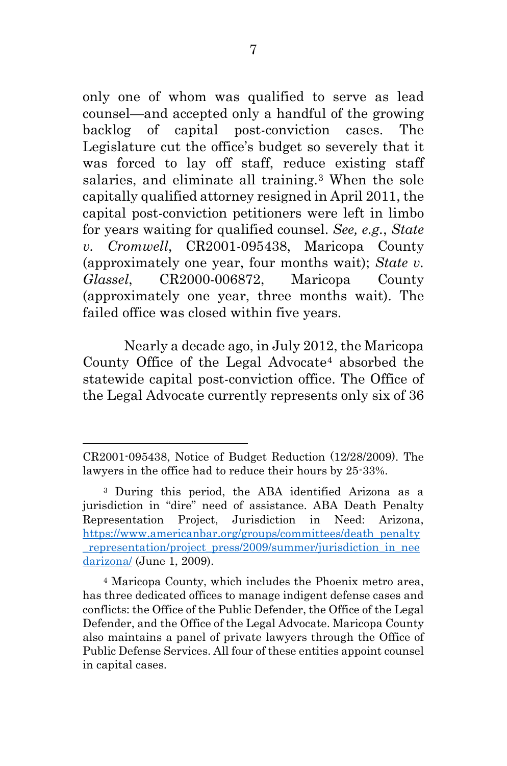only one of whom was qualified to serve as lead counsel—and accepted only a handful of the growing backlog of capital post-conviction cases. The Legislature cut the office's budget so severely that it was forced to lay off staff, reduce existing staff salaries, and eliminate all training.[3] When the sole capitally qualified attorney resigned in April 2011, the capital post-conviction petitioners were left in limbo for years waiting for qualified counsel. *See, e.g.*, *State v. Cromwell*, CR2001-095438, Maricopa County (approximately one year, four months wait); *State v. Glassel*, CR2000-006872, Maricopa County (approximately one year, three months wait). The failed office was closed within five years.

Nearly a decade ago, in July 2012, the Maricopa County Office of the Legal Advocate[4] absorbed the statewide capital post-conviction office. The Office of the Legal Advocate currently represents only six of 36

---

CR2001-095438, Notice of Budget Reduction (12/28/2009). The lawyers in the office had to reduce their hours by 25-33%.

[3] During this period, the ABA identified Arizona as a jurisdiction in "dire" need of assistance. ABA Death Penalty Representation Project, Jurisdiction in Need: Arizona, https://www.americanbar.org/groups/committees/death_penalty_representation/project_press/2009/summer/jurisdiction_in_needarizona/ (June 1, 2009).

[4] Maricopa County, which includes the Phoenix metro area, has three dedicated offices to manage indigent defense cases and conflicts: the Office of the Public Defender, the Office of the Legal Defender, and the Office of the Legal Advocate. Maricopa County also maintains a panel of private lawyers through the Office of Public Defense Services. All four of these entities appoint counsel in capital cases.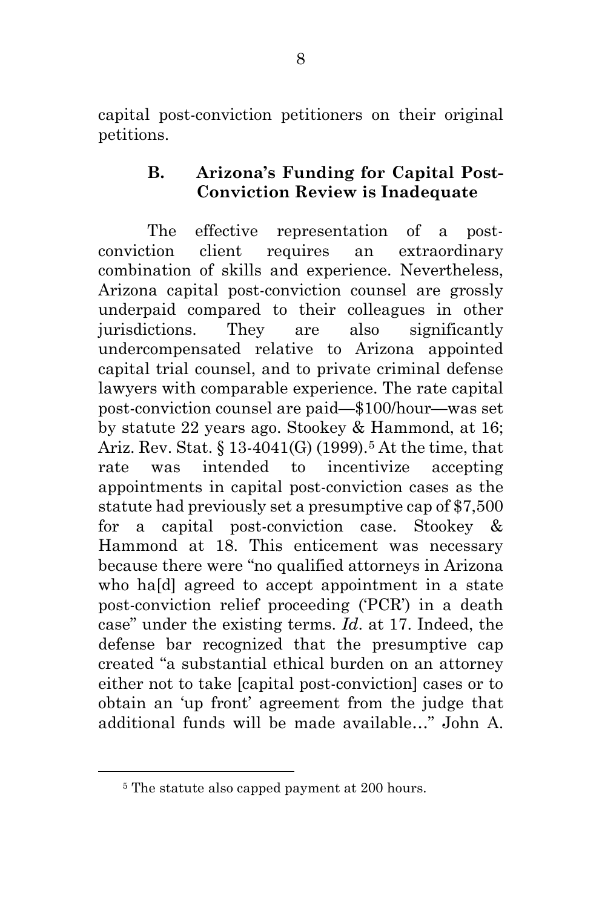capital post-conviction petitioners on their original petitions.

### B. Arizona's Funding for Capital Post-Conviction Review is Inadequate

The effective representation of a post-conviction client requires an extraordinary combination of skills and experience. Nevertheless, Arizona capital post-conviction counsel are grossly underpaid compared to their colleagues in other jurisdictions. They are also significantly undercompensated relative to Arizona appointed capital trial counsel, and to private criminal defense lawyers with comparable experience. The rate capital post-conviction counsel are paid—$100/hour—was set by statute 22 years ago. Stookey & Hammond, at 16; Ariz. Rev. Stat. § 13-4041(G) (1999).[5] At the time, that rate was intended to incentivize accepting appointments in capital post-conviction cases as the statute had previously set a presumptive cap of $7,500 for a capital post-conviction case. Stookey & Hammond at 18. This enticement was necessary because there were "no qualified attorneys in Arizona who ha[d] agreed to accept appointment in a state post-conviction relief proceeding ('PCR') in a death case" under the existing terms. *Id*. at 17. Indeed, the defense bar recognized that the presumptive cap created "a substantial ethical burden on an attorney either not to take [capital post-conviction] cases or to obtain an 'up front' agreement from the judge that additional funds will be made available…" John A.

[5] The statute also capped payment at 200 hours.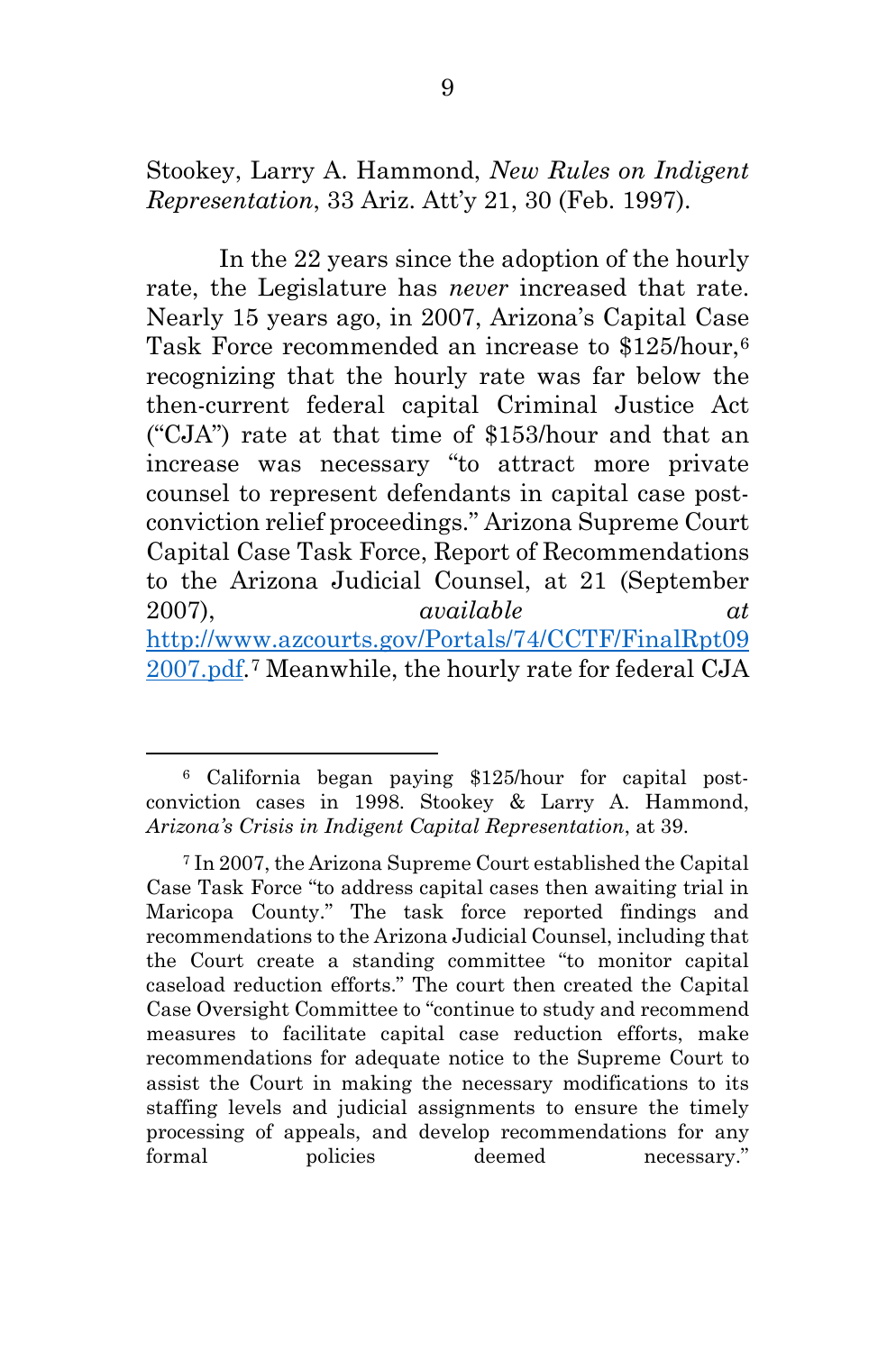Stookey, Larry A. Hammond, *New Rules on Indigent Representation*, 33 Ariz. Att'y 21, 30 (Feb. 1997).

In the 22 years since the adoption of the hourly rate, the Legislature has *never* increased that rate. Nearly 15 years ago, in 2007, Arizona's Capital Case Task Force recommended an increase to $125/hour,[6] recognizing that the hourly rate was far below the then-current federal capital Criminal Justice Act ("CJA") rate at that time of $153/hour and that an increase was necessary "to attract more private counsel to represent defendants in capital case post-conviction relief proceedings." Arizona Supreme Court Capital Case Task Force, Report of Recommendations to the Arizona Judicial Counsel, at 21 (September 2007), *available at* http://www.azcourts.gov/Portals/74/CCTF/FinalRpt092007.pdf.[7] Meanwhile, the hourly rate for federal CJA

---

[6] California began paying $125/hour for capital post-conviction cases in 1998. Stookey & Larry A. Hammond, *Arizona's Crisis in Indigent Capital Representation*, at 39.

[7] In 2007, the Arizona Supreme Court established the Capital Case Task Force "to address capital cases then awaiting trial in Maricopa County." The task force reported findings and recommendations to the Arizona Judicial Counsel, including that the Court create a standing committee "to monitor capital caseload reduction efforts." The court then created the Capital Case Oversight Committee to "continue to study and recommend measures to facilitate capital case reduction efforts, make recommendations for adequate notice to the Supreme Court to assist the Court in making the necessary modifications to its staffing levels and judicial assignments to ensure the timely processing of appeals, and develop recommendations for any formal policies deemed necessary."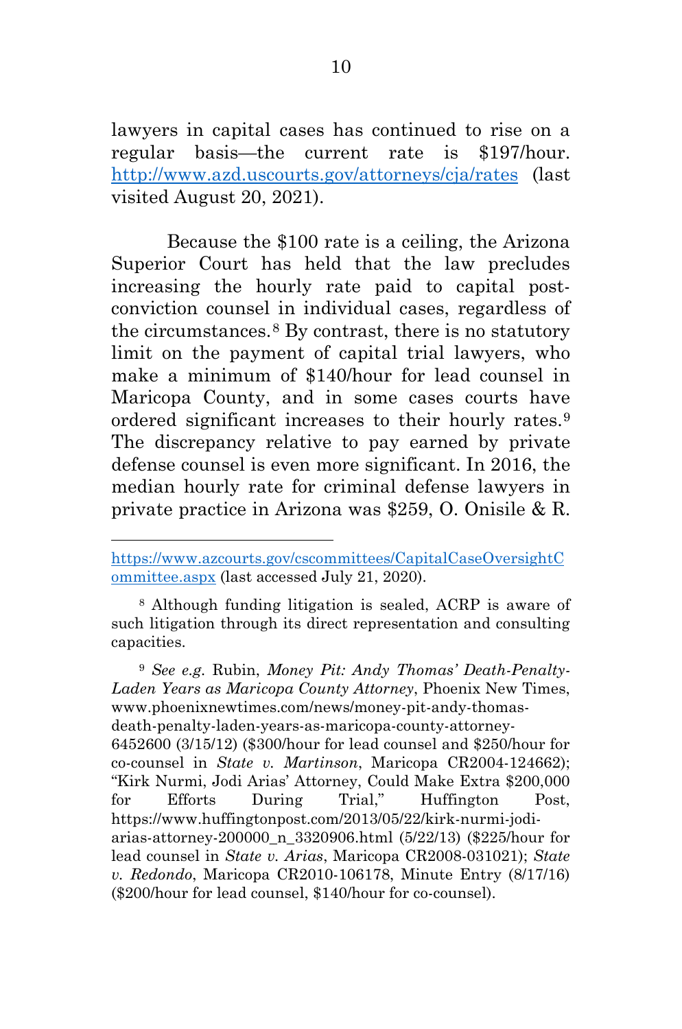lawyers in capital cases has continued to rise on a regular basis—the current rate is $197/hour. http://www.azd.uscourts.gov/attorneys/cja/rates (last visited August 20, 2021).

Because the $100 rate is a ceiling, the Arizona Superior Court has held that the law precludes increasing the hourly rate paid to capital post-conviction counsel in individual cases, regardless of the circumstances.[8] By contrast, there is no statutory limit on the payment of capital trial lawyers, who make a minimum of $140/hour for lead counsel in Maricopa County, and in some cases courts have ordered significant increases to their hourly rates.[9] The discrepancy relative to pay earned by private defense counsel is even more significant. In 2016, the median hourly rate for criminal defense lawyers in private practice in Arizona was $259, O. Onisile & R.

---

https://www.azcourts.gov/cscommittees/CapitalCaseOversightCommittee.aspx (last accessed July 21, 2020).

[8] Although funding litigation is sealed, ACRP is aware of such litigation through its direct representation and consulting capacities.

[9] *See e.g.* Rubin, *Money Pit: Andy Thomas' Death-Penalty-Laden Years as Maricopa County Attorney*, Phoenix New Times, www.phoenixnewtimes.com/news/money-pit-andy-thomas-death-penalty-laden-years-as-maricopa-county-attorney-6452600 (3/15/12) ($300/hour for lead counsel and $250/hour for co-counsel in *State v. Martinson*, Maricopa CR2004-124662); "Kirk Nurmi, Jodi Arias' Attorney, Could Make Extra $200,000 for Efforts During Trial," Huffington Post, https://www.huffingtonpost.com/2013/05/22/kirk-nurmi-jodi-arias-attorney-200000_n_3320906.html (5/22/13) ($225/hour for lead counsel in *State v. Arias*, Maricopa CR2008-031021); *State v. Redondo*, Maricopa CR2010-106178, Minute Entry (8/17/16) ($200/hour for lead counsel, $140/hour for co-counsel).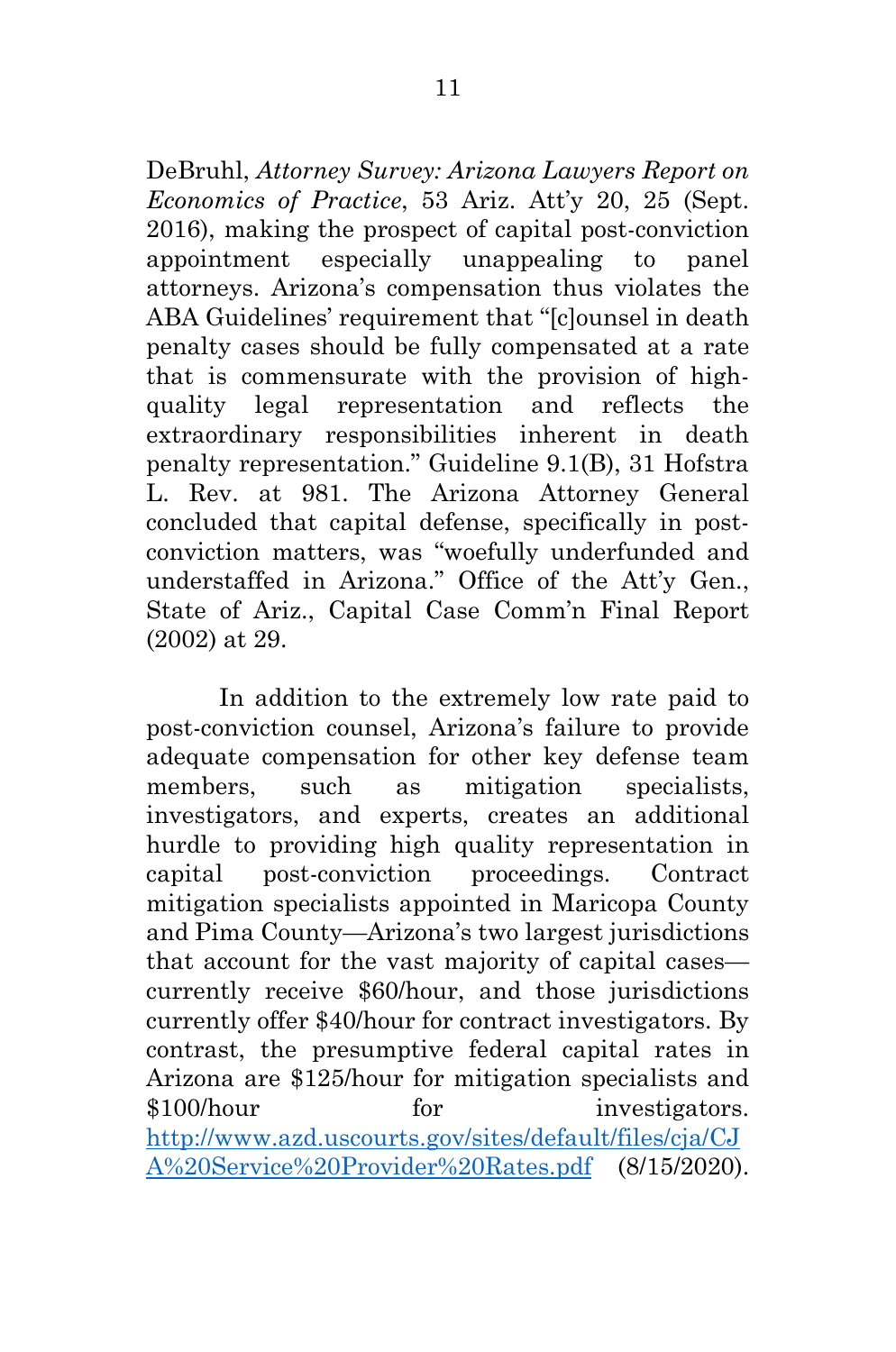DeBruhl, *Attorney Survey: Arizona Lawyers Report on Economics of Practice*, 53 Ariz. Att'y 20, 25 (Sept. 2016), making the prospect of capital post-conviction appointment especially unappealing to panel attorneys. Arizona's compensation thus violates the ABA Guidelines' requirement that "[c]ounsel in death penalty cases should be fully compensated at a rate that is commensurate with the provision of high-quality legal representation and reflects the extraordinary responsibilities inherent in death penalty representation." Guideline 9.1(B), 31 Hofstra L. Rev. at 981. The Arizona Attorney General concluded that capital defense, specifically in post-conviction matters, was "woefully underfunded and understaffed in Arizona." Office of the Att'y Gen., State of Ariz., Capital Case Comm'n Final Report (2002) at 29.

In addition to the extremely low rate paid to post-conviction counsel, Arizona's failure to provide adequate compensation for other key defense team members, such as mitigation specialists, investigators, and experts, creates an additional hurdle to providing high quality representation in capital post-conviction proceedings. Contract mitigation specialists appointed in Maricopa County and Pima County—Arizona's two largest jurisdictions that account for the vast majority of capital cases—currently receive $60/hour, and those jurisdictions currently offer $40/hour for contract investigators. By contrast, the presumptive federal capital rates in Arizona are $125/hour for mitigation specialists and $100/hour for investigators. http://www.azd.uscourts.gov/sites/default/files/cja/CJA%20Service%20Provider%20Rates.pdf (8/15/2020).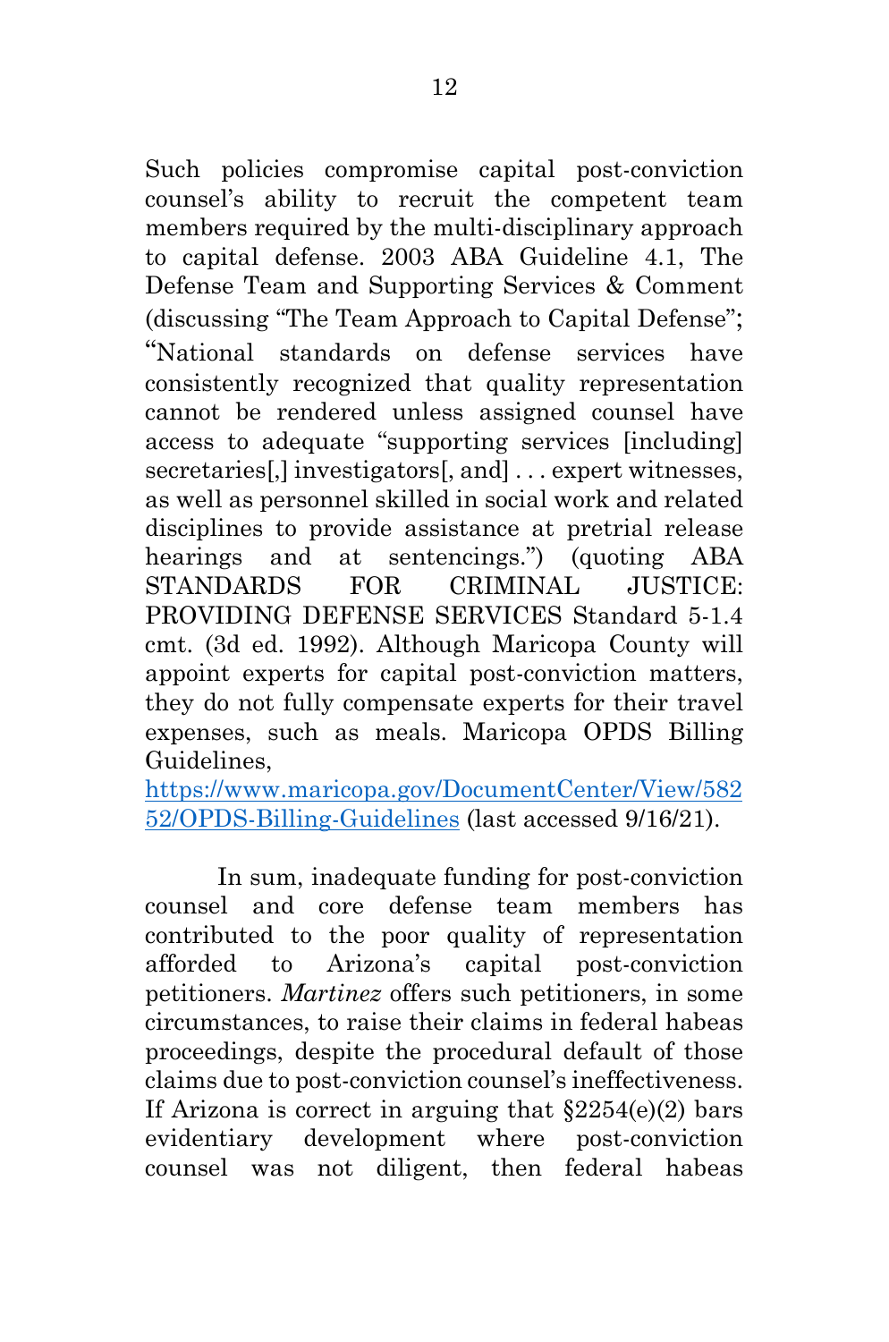Such policies compromise capital post-conviction counsel's ability to recruit the competent team members required by the multi-disciplinary approach to capital defense. 2003 ABA Guideline 4.1, The Defense Team and Supporting Services & Comment (discussing "The Team Approach to Capital Defense"; "National standards on defense services have consistently recognized that quality representation cannot be rendered unless assigned counsel have access to adequate "supporting services [including] secretaries[,] investigators[, and] . . . expert witnesses, as well as personnel skilled in social work and related disciplines to provide assistance at pretrial release hearings and at sentencings.") (quoting ABA STANDARDS FOR CRIMINAL JUSTICE: PROVIDING DEFENSE SERVICES Standard 5-1.4 cmt. (3d ed. 1992). Although Maricopa County will appoint experts for capital post-conviction matters, they do not fully compensate experts for their travel expenses, such as meals. Maricopa OPDS Billing Guidelines, [https://www.maricopa.gov/DocumentCenter/View/58252/OPDS-Billing-Guidelines](https://www.maricopa.gov/DocumentCenter/View/58252/OPDS-Billing-Guidelines) (last accessed 9/16/21).

In sum, inadequate funding for post-conviction counsel and core defense team members has contributed to the poor quality of representation afforded to Arizona's capital post-conviction petitioners. *Martinez* offers such petitioners, in some circumstances, to raise their claims in federal habeas proceedings, despite the procedural default of those claims due to post-conviction counsel's ineffectiveness. If Arizona is correct in arguing that §2254(e)(2) bars evidentiary development where post-conviction counsel was not diligent, then federal habeas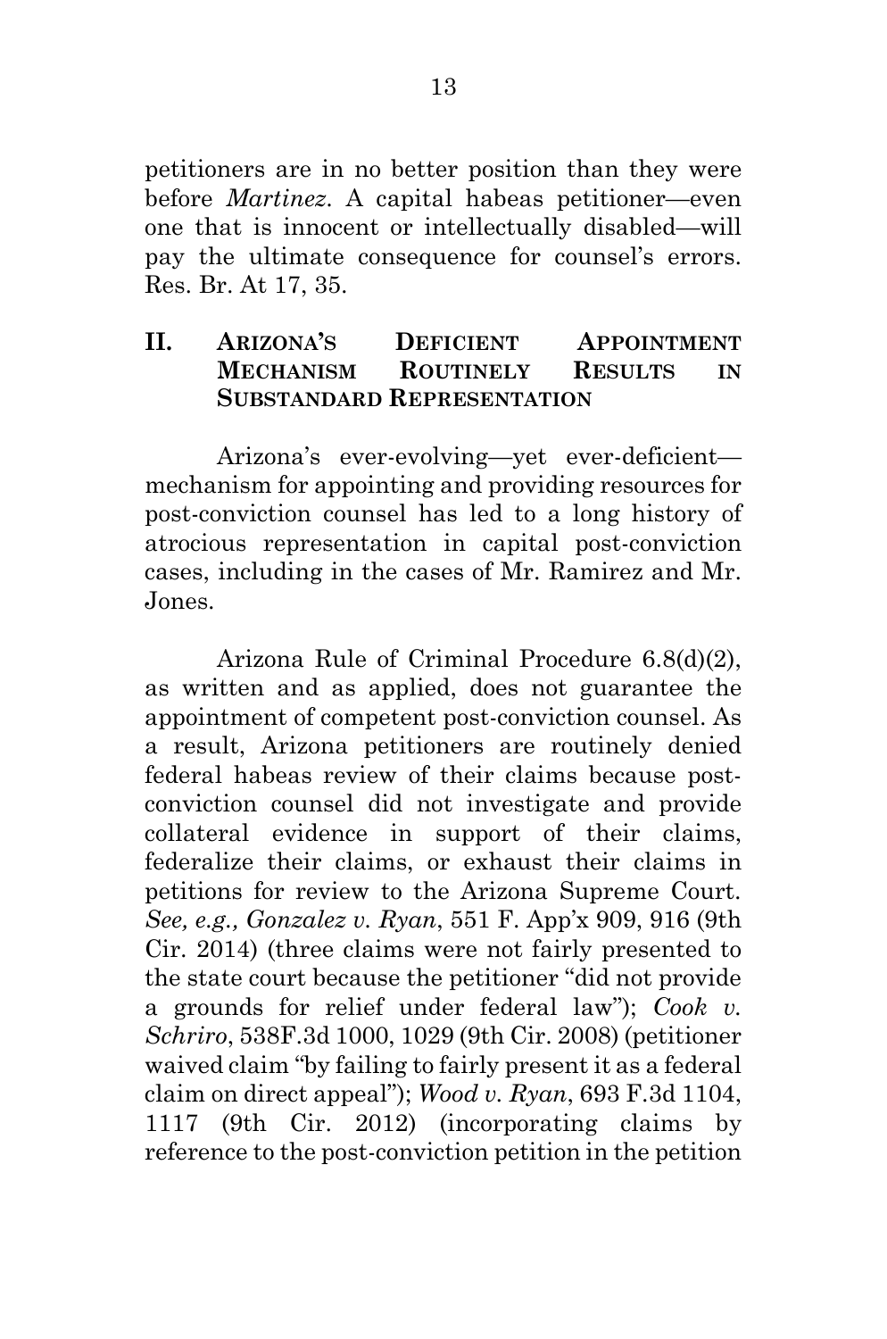petitioners are in no better position than they were before *Martinez*. A capital habeas petitioner—even one that is innocent or intellectually disabled—will pay the ultimate consequence for counsel's errors. Res. Br. At 17, 35.

## II. ARIZONA'S DEFICIENT APPOINTMENT MECHANISM ROUTINELY RESULTS IN SUBSTANDARD REPRESENTATION

Arizona's ever-evolving—yet ever-deficient—mechanism for appointing and providing resources for post-conviction counsel has led to a long history of atrocious representation in capital post-conviction cases, including in the cases of Mr. Ramirez and Mr. Jones.

Arizona Rule of Criminal Procedure 6.8(d)(2), as written and as applied, does not guarantee the appointment of competent post-conviction counsel. As a result, Arizona petitioners are routinely denied federal habeas review of their claims because post-conviction counsel did not investigate and provide collateral evidence in support of their claims, federalize their claims, or exhaust their claims in petitions for review to the Arizona Supreme Court. *See, e.g., Gonzalez v. Ryan*, 551 F. App'x 909, 916 (9th Cir. 2014) (three claims were not fairly presented to the state court because the petitioner "did not provide a grounds for relief under federal law"); *Cook v. Schriro*, 538F.3d 1000, 1029 (9th Cir. 2008) (petitioner waived claim "by failing to fairly present it as a federal claim on direct appeal"); *Wood v. Ryan*, 693 F.3d 1104, 1117 (9th Cir. 2012) (incorporating claims by reference to the post-conviction petition in the petition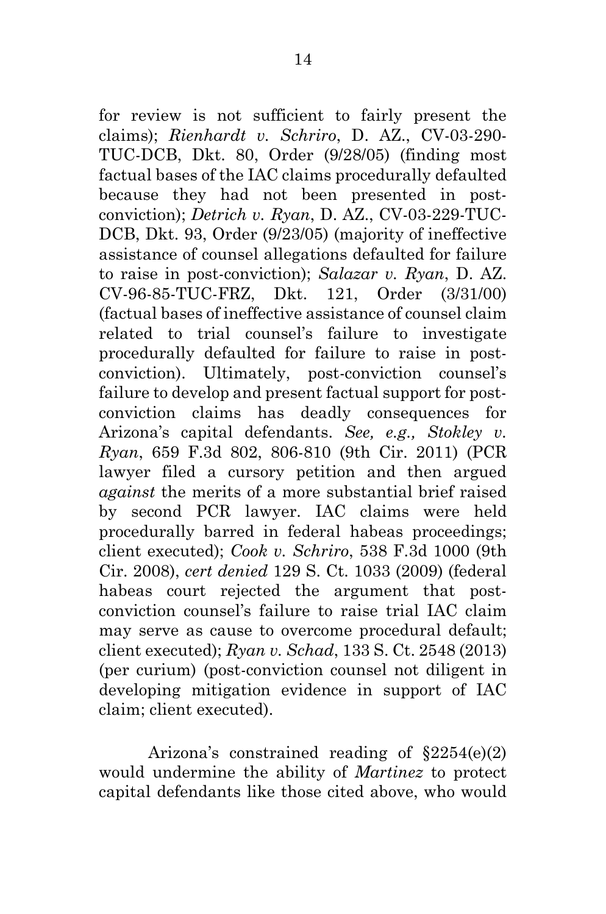for review is not sufficient to fairly present the claims); *Rienhardt v. Schriro*, D. AZ., CV-03-290-TUC-DCB, Dkt. 80, Order (9/28/05) (finding most factual bases of the IAC claims procedurally defaulted because they had not been presented in post-conviction); *Detrich v. Ryan*, D. AZ., CV-03-229-TUC-DCB, Dkt. 93, Order (9/23/05) (majority of ineffective assistance of counsel allegations defaulted for failure to raise in post-conviction); *Salazar v. Ryan*, D. AZ. CV-96-85-TUC-FRZ, Dkt. 121, Order (3/31/00) (factual bases of ineffective assistance of counsel claim related to trial counsel's failure to investigate procedurally defaulted for failure to raise in post-conviction). Ultimately, post-conviction counsel's failure to develop and present factual support for post-conviction claims has deadly consequences for Arizona's capital defendants. *See, e.g., Stokley v. Ryan*, 659 F.3d 802, 806-810 (9th Cir. 2011) (PCR lawyer filed a cursory petition and then argued *against* the merits of a more substantial brief raised by second PCR lawyer. IAC claims were held procedurally barred in federal habeas proceedings; client executed); *Cook v. Schriro*, 538 F.3d 1000 (9th Cir. 2008), *cert denied* 129 S. Ct. 1033 (2009) (federal habeas court rejected the argument that post-conviction counsel's failure to raise trial IAC claim may serve as cause to overcome procedural default; client executed); *Ryan v. Schad*, 133 S. Ct. 2548 (2013) (per curium) (post-conviction counsel not diligent in developing mitigation evidence in support of IAC claim; client executed).

Arizona's constrained reading of §2254(e)(2) would undermine the ability of *Martinez* to protect capital defendants like those cited above, who would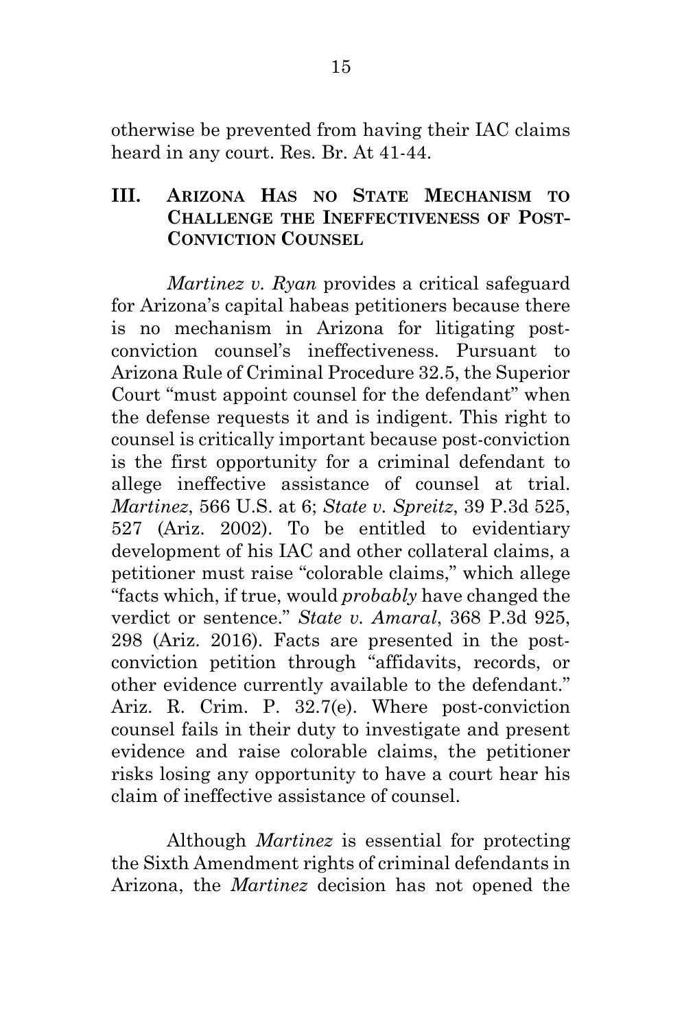otherwise be prevented from having their IAC claims heard in any court. Res. Br. At 41-44.

## III. ARIZONA HAS NO STATE MECHANISM TO CHALLENGE THE INEFFECTIVENESS OF POST-CONVICTION COUNSEL

*Martinez v. Ryan* provides a critical safeguard for Arizona's capital habeas petitioners because there is no mechanism in Arizona for litigating post-conviction counsel's ineffectiveness. Pursuant to Arizona Rule of Criminal Procedure 32.5, the Superior Court "must appoint counsel for the defendant" when the defense requests it and is indigent. This right to counsel is critically important because post-conviction is the first opportunity for a criminal defendant to allege ineffective assistance of counsel at trial. *Martinez*, 566 U.S. at 6; *State v. Spreitz*, 39 P.3d 525, 527 (Ariz. 2002). To be entitled to evidentiary development of his IAC and other collateral claims, a petitioner must raise "colorable claims," which allege "facts which, if true, would *probably* have changed the verdict or sentence." *State v. Amaral*, 368 P.3d 925, 298 (Ariz. 2016). Facts are presented in the post-conviction petition through "affidavits, records, or other evidence currently available to the defendant." Ariz. R. Crim. P. 32.7(e). Where post-conviction counsel fails in their duty to investigate and present evidence and raise colorable claims, the petitioner risks losing any opportunity to have a court hear his claim of ineffective assistance of counsel.

Although *Martinez* is essential for protecting the Sixth Amendment rights of criminal defendants in Arizona, the *Martinez* decision has not opened the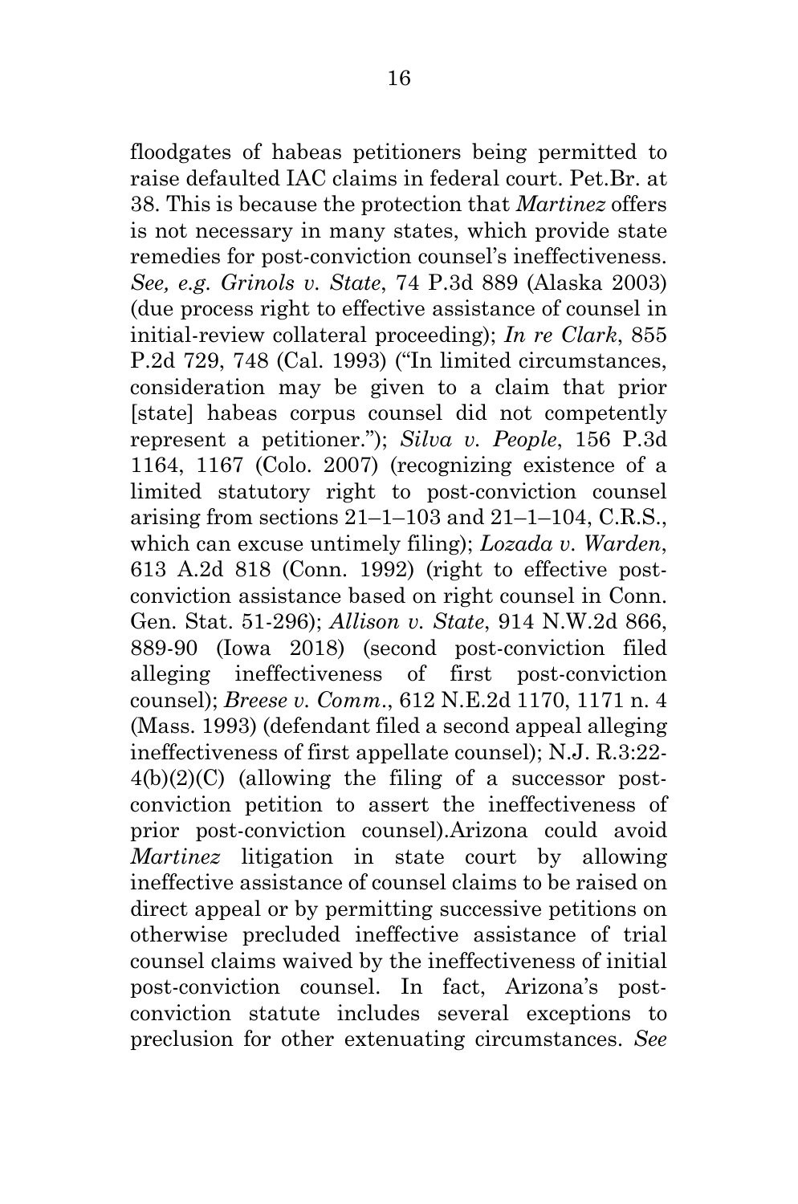floodgates of habeas petitioners being permitted to raise defaulted IAC claims in federal court. Pet.Br. at 38. This is because the protection that *Martinez* offers is not necessary in many states, which provide state remedies for post-conviction counsel's ineffectiveness. *See, e.g. Grinols v. State*, 74 P.3d 889 (Alaska 2003) (due process right to effective assistance of counsel in initial-review collateral proceeding); *In re Clark*, 855 P.2d 729, 748 (Cal. 1993) ("In limited circumstances, consideration may be given to a claim that prior [state] habeas corpus counsel did not competently represent a petitioner."); *Silva v. People*, 156 P.3d 1164, 1167 (Colo. 2007) (recognizing existence of a limited statutory right to post-conviction counsel arising from sections 21–1–103 and 21–1–104, C.R.S., which can excuse untimely filing); *Lozada v. Warden*, 613 A.2d 818 (Conn. 1992) (right to effective post-conviction assistance based on right counsel in Conn. Gen. Stat. 51-296); *Allison v. State*, 914 N.W.2d 866, 889-90 (Iowa 2018) (second post-conviction filed alleging ineffectiveness of first post-conviction counsel); *Breese v. Comm*., 612 N.E.2d 1170, 1171 n. 4 (Mass. 1993) (defendant filed a second appeal alleging ineffectiveness of first appellate counsel); N.J. R.3:22-4(b)(2)(C) (allowing the filing of a successor post-conviction petition to assert the ineffectiveness of prior post-conviction counsel).Arizona could avoid *Martinez* litigation in state court by allowing ineffective assistance of counsel claims to be raised on direct appeal or by permitting successive petitions on otherwise precluded ineffective assistance of trial counsel claims waived by the ineffectiveness of initial post-conviction counsel. In fact, Arizona's post-conviction statute includes several exceptions to preclusion for other extenuating circumstances. *See*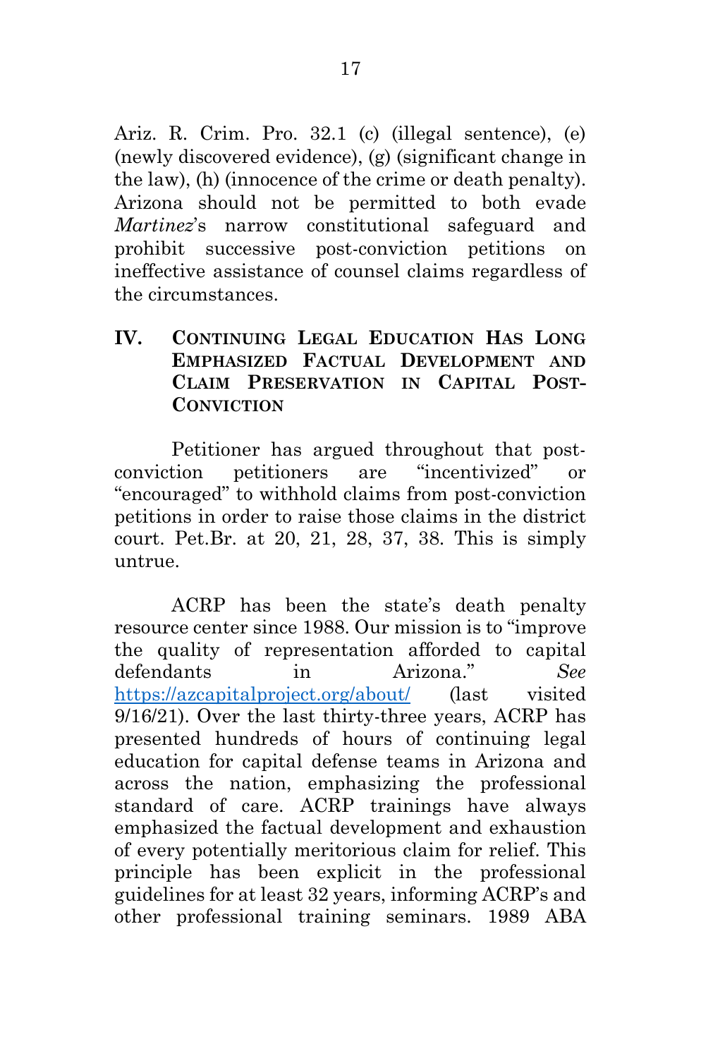Ariz. R. Crim. Pro. 32.1 (c) (illegal sentence), (e) (newly discovered evidence), (g) (significant change in the law), (h) (innocence of the crime or death penalty). Arizona should not be permitted to both evade *Martinez*'s narrow constitutional safeguard and prohibit successive post-conviction petitions on ineffective assistance of counsel claims regardless of the circumstances.

## IV. CONTINUING LEGAL EDUCATION HAS LONG EMPHASIZED FACTUAL DEVELOPMENT AND CLAIM PRESERVATION IN CAPITAL POST-CONVICTION

Petitioner has argued throughout that post-conviction petitioners are "incentivized" or "encouraged" to withhold claims from post-conviction petitions in order to raise those claims in the district court. Pet.Br. at 20, 21, 28, 37, 38. This is simply untrue.

ACRP has been the state's death penalty resource center since 1988. Our mission is to "improve the quality of representation afforded to capital defendants in Arizona." *See* [https://azcapitalproject.org/about/](https://azcapitalproject.org/about/) (last visited 9/16/21). Over the last thirty-three years, ACRP has presented hundreds of hours of continuing legal education for capital defense teams in Arizona and across the nation, emphasizing the professional standard of care. ACRP trainings have always emphasized the factual development and exhaustion of every potentially meritorious claim for relief. This principle has been explicit in the professional guidelines for at least 32 years, informing ACRP's and other professional training seminars. 1989 ABA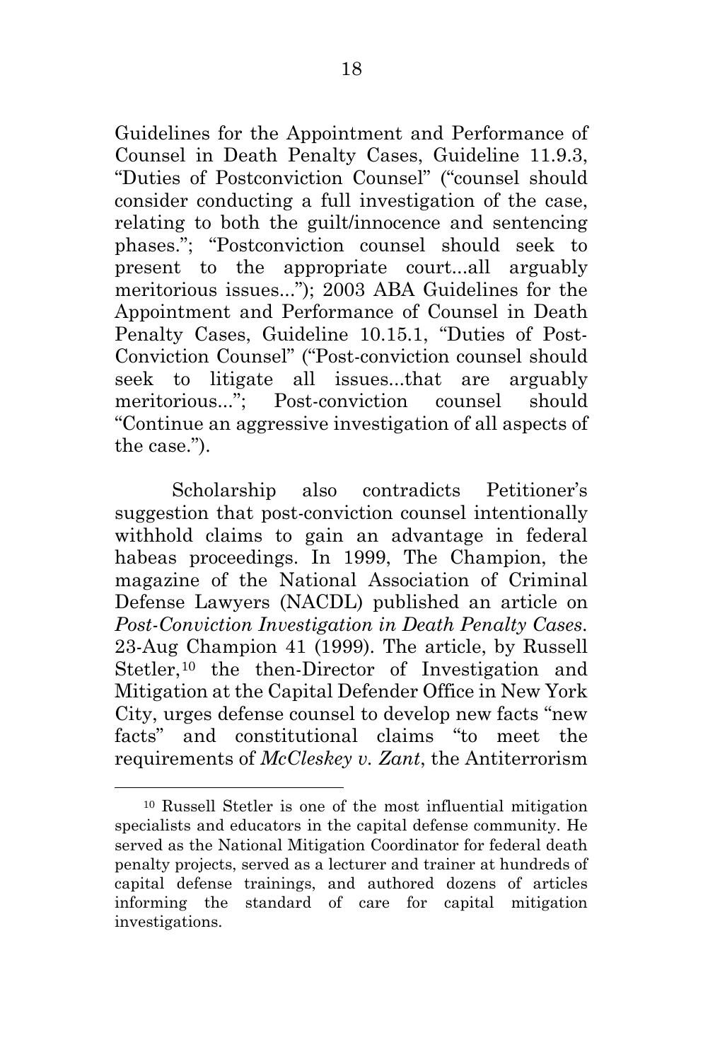Guidelines for the Appointment and Performance of Counsel in Death Penalty Cases, Guideline 11.9.3, "Duties of Postconviction Counsel" ("counsel should consider conducting a full investigation of the case, relating to both the guilt/innocence and sentencing phases."; "Postconviction counsel should seek to present to the appropriate court...all arguably meritorious issues..."); 2003 ABA Guidelines for the Appointment and Performance of Counsel in Death Penalty Cases, Guideline 10.15.1, "Duties of Post-Conviction Counsel" ("Post-conviction counsel should seek to litigate all issues...that are arguably meritorious..."; Post-conviction counsel should "Continue an aggressive investigation of all aspects of the case.").

Scholarship also contradicts Petitioner's suggestion that post-conviction counsel intentionally withhold claims to gain an advantage in federal habeas proceedings. In 1999, The Champion, the magazine of the National Association of Criminal Defense Lawyers (NACDL) published an article on *Post-Conviction Investigation in Death Penalty Cases*. 23-Aug Champion 41 (1999). The article, by Russell Stetler,[10] the then-Director of Investigation and Mitigation at the Capital Defender Office in New York City, urges defense counsel to develop new facts "new facts" and constitutional claims "to meet the requirements of *McCleskey v. Zant*, the Antiterrorism

[10] Russell Stetler is one of the most influential mitigation specialists and educators in the capital defense community. He served as the National Mitigation Coordinator for federal death penalty projects, served as a lecturer and trainer at hundreds of capital defense trainings, and authored dozens of articles informing the standard of care for capital mitigation investigations.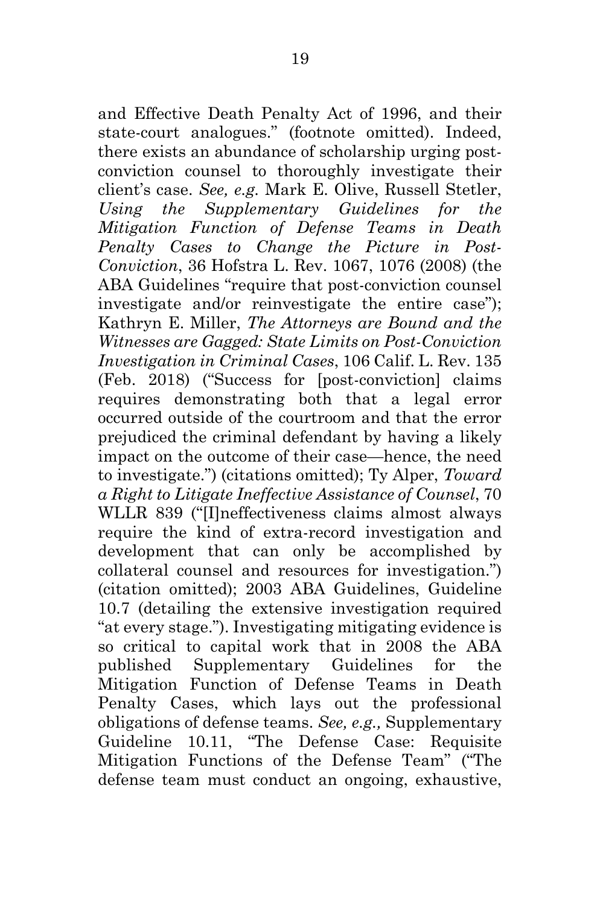and Effective Death Penalty Act of 1996, and their state-court analogues." (footnote omitted). Indeed, there exists an abundance of scholarship urging post-conviction counsel to thoroughly investigate their client's case. *See, e.g.* Mark E. Olive, Russell Stetler, *Using the Supplementary Guidelines for the Mitigation Function of Defense Teams in Death Penalty Cases to Change the Picture in Post-Conviction*, 36 Hofstra L. Rev. 1067, 1076 (2008) (the ABA Guidelines "require that post-conviction counsel investigate and/or reinvestigate the entire case"); Kathryn E. Miller, *The Attorneys are Bound and the Witnesses are Gagged: State Limits on Post-Conviction Investigation in Criminal Cases*, 106 Calif. L. Rev. 135 (Feb. 2018) ("Success for [post-conviction] claims requires demonstrating both that a legal error occurred outside of the courtroom and that the error prejudiced the criminal defendant by having a likely impact on the outcome of their case—hence, the need to investigate.") (citations omitted); Ty Alper, *Toward a Right to Litigate Ineffective Assistance of Counsel*, 70 WLLR 839 ("[I]neffectiveness claims almost always require the kind of extra-record investigation and development that can only be accomplished by collateral counsel and resources for investigation.") (citation omitted); 2003 ABA Guidelines, Guideline 10.7 (detailing the extensive investigation required "at every stage."). Investigating mitigating evidence is so critical to capital work that in 2008 the ABA published Supplementary Guidelines for the Mitigation Function of Defense Teams in Death Penalty Cases, which lays out the professional obligations of defense teams. *See, e.g.,* Supplementary Guideline 10.11, "The Defense Case: Requisite Mitigation Functions of the Defense Team" ("The defense team must conduct an ongoing, exhaustive,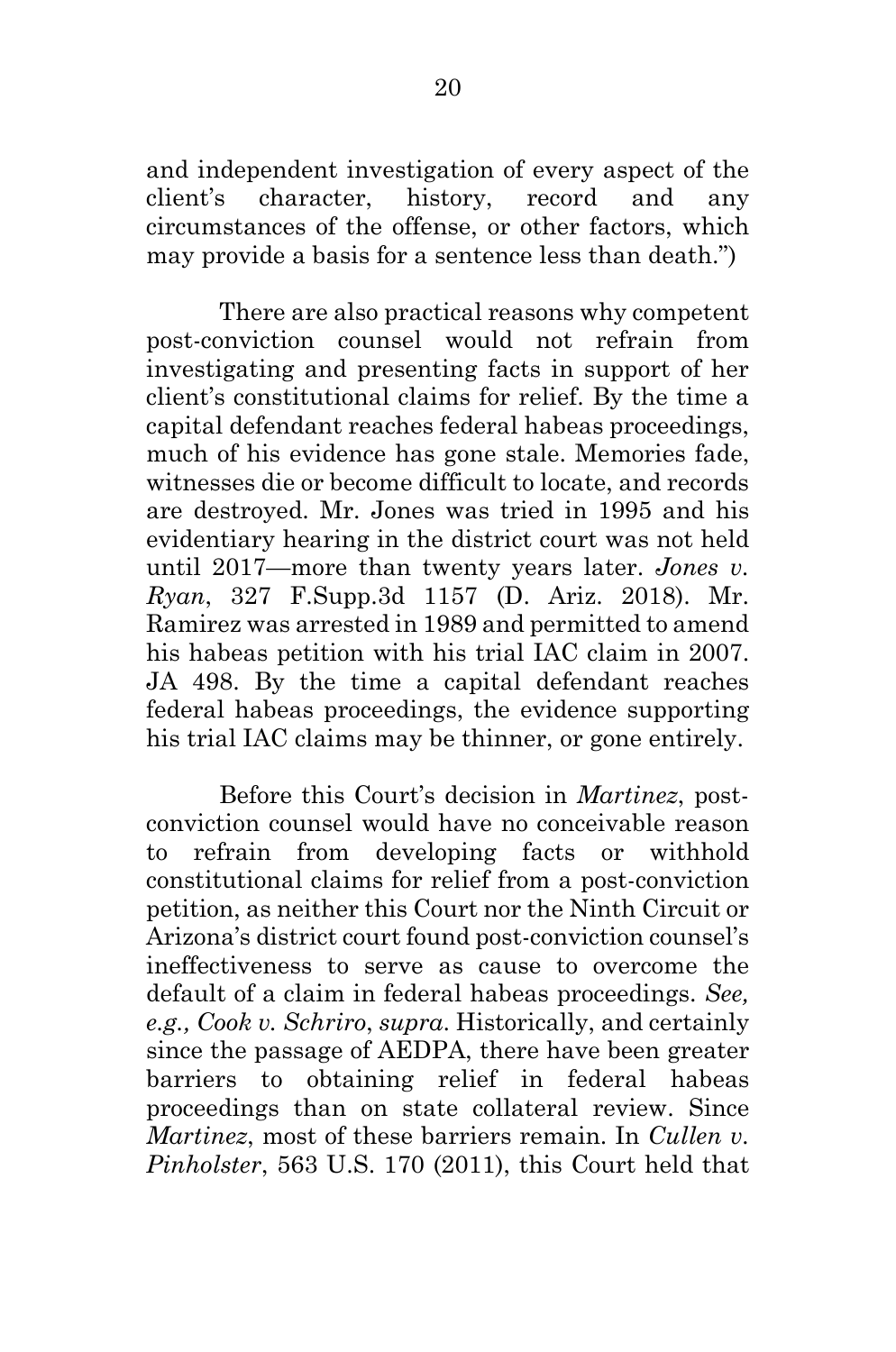and independent investigation of every aspect of the client's character, history, record and any circumstances of the offense, or other factors, which may provide a basis for a sentence less than death.")

There are also practical reasons why competent post-conviction counsel would not refrain from investigating and presenting facts in support of her client's constitutional claims for relief. By the time a capital defendant reaches federal habeas proceedings, much of his evidence has gone stale. Memories fade, witnesses die or become difficult to locate, and records are destroyed. Mr. Jones was tried in 1995 and his evidentiary hearing in the district court was not held until 2017—more than twenty years later. *Jones v. Ryan*, 327 F.Supp.3d 1157 (D. Ariz. 2018). Mr. Ramirez was arrested in 1989 and permitted to amend his habeas petition with his trial IAC claim in 2007. JA 498. By the time a capital defendant reaches federal habeas proceedings, the evidence supporting his trial IAC claims may be thinner, or gone entirely.

Before this Court's decision in *Martinez*, post-conviction counsel would have no conceivable reason to refrain from developing facts or withhold constitutional claims for relief from a post-conviction petition, as neither this Court nor the Ninth Circuit or Arizona's district court found post-conviction counsel's ineffectiveness to serve as cause to overcome the default of a claim in federal habeas proceedings. *See, e.g., Cook v. Schriro*, *supra*. Historically, and certainly since the passage of AEDPA, there have been greater barriers to obtaining relief in federal habeas proceedings than on state collateral review. Since *Martinez*, most of these barriers remain. In *Cullen v. Pinholster*, 563 U.S. 170 (2011), this Court held that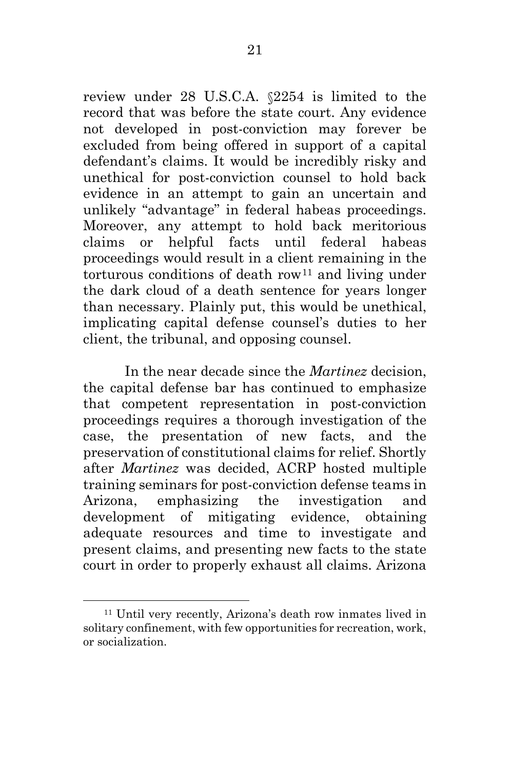review under 28 U.S.C.A. §2254 is limited to the record that was before the state court. Any evidence not developed in post-conviction may forever be excluded from being offered in support of a capital defendant's claims. It would be incredibly risky and unethical for post-conviction counsel to hold back evidence in an attempt to gain an uncertain and unlikely "advantage" in federal habeas proceedings. Moreover, any attempt to hold back meritorious claims or helpful facts until federal habeas proceedings would result in a client remaining in the torturous conditions of death row[11] and living under the dark cloud of a death sentence for years longer than necessary. Plainly put, this would be unethical, implicating capital defense counsel's duties to her client, the tribunal, and opposing counsel.

In the near decade since the *Martinez* decision, the capital defense bar has continued to emphasize that competent representation in post-conviction proceedings requires a thorough investigation of the case, the presentation of new facts, and the preservation of constitutional claims for relief. Shortly after *Martinez* was decided, ACRP hosted multiple training seminars for post-conviction defense teams in Arizona, emphasizing the investigation and development of mitigating evidence, obtaining adequate resources and time to investigate and present claims, and presenting new facts to the state court in order to properly exhaust all claims. Arizona

---

[11] Until very recently, Arizona's death row inmates lived in solitary confinement, with few opportunities for recreation, work, or socialization.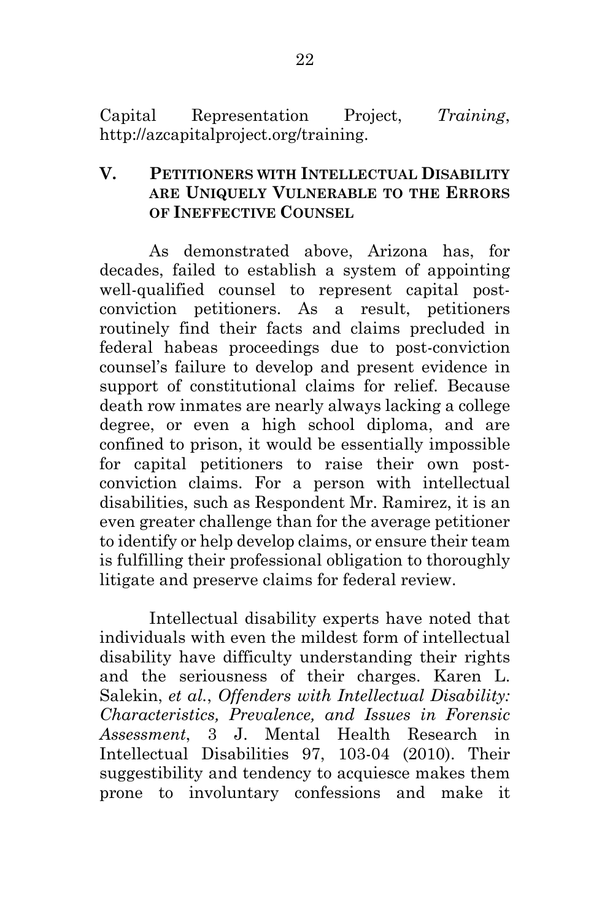Capital Representation Project, *Training*, http://azcapitalproject.org/training.

## V. PETITIONERS WITH INTELLECTUAL DISABILITY ARE UNIQUELY VULNERABLE TO THE ERRORS OF INEFFECTIVE COUNSEL

As demonstrated above, Arizona has, for decades, failed to establish a system of appointing well-qualified counsel to represent capital post-conviction petitioners. As a result, petitioners routinely find their facts and claims precluded in federal habeas proceedings due to post-conviction counsel's failure to develop and present evidence in support of constitutional claims for relief. Because death row inmates are nearly always lacking a college degree, or even a high school diploma, and are confined to prison, it would be essentially impossible for capital petitioners to raise their own post-conviction claims. For a person with intellectual disabilities, such as Respondent Mr. Ramirez, it is an even greater challenge than for the average petitioner to identify or help develop claims, or ensure their team is fulfilling their professional obligation to thoroughly litigate and preserve claims for federal review.

Intellectual disability experts have noted that individuals with even the mildest form of intellectual disability have difficulty understanding their rights and the seriousness of their charges. Karen L. Salekin, *et al.*, *Offenders with Intellectual Disability: Characteristics, Prevalence, and Issues in Forensic Assessment*, 3 J. Mental Health Research in Intellectual Disabilities 97, 103-04 (2010). Their suggestibility and tendency to acquiesce makes them prone to involuntary confessions and make it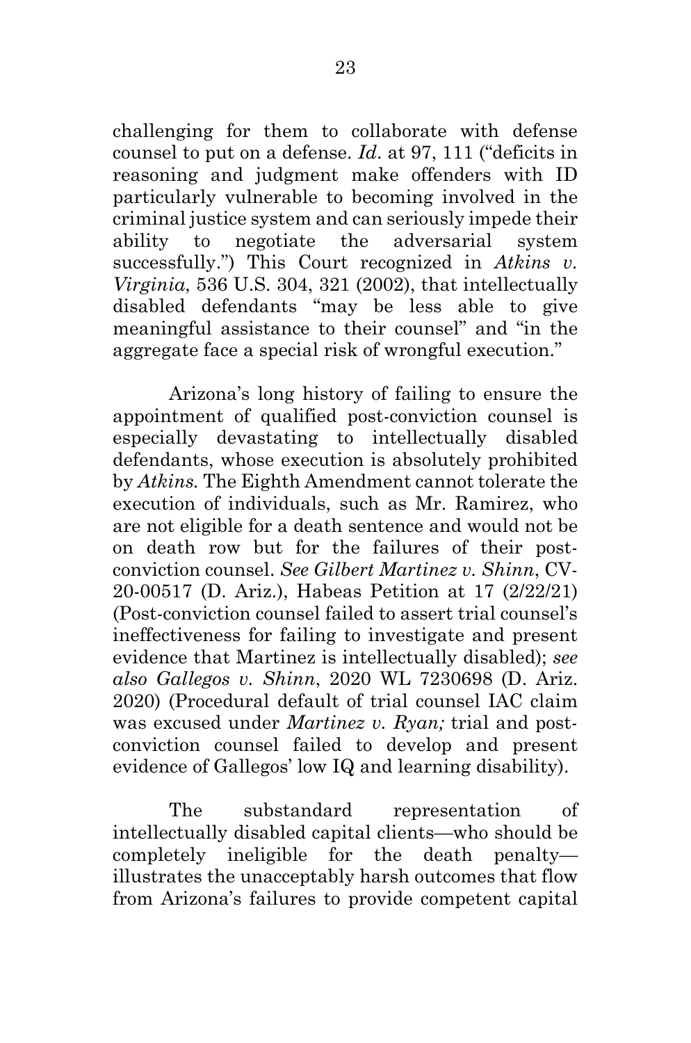challenging for them to collaborate with defense counsel to put on a defense. *Id*. at 97, 111 ("deficits in reasoning and judgment make offenders with ID particularly vulnerable to becoming involved in the criminal justice system and can seriously impede their ability to negotiate the adversarial system successfully.") This Court recognized in *Atkins v. Virginia*, 536 U.S. 304, 321 (2002), that intellectually disabled defendants "may be less able to give meaningful assistance to their counsel" and "in the aggregate face a special risk of wrongful execution."

Arizona's long history of failing to ensure the appointment of qualified post-conviction counsel is especially devastating to intellectually disabled defendants, whose execution is absolutely prohibited by *Atkins.* The Eighth Amendment cannot tolerate the execution of individuals, such as Mr. Ramirez, who are not eligible for a death sentence and would not be on death row but for the failures of their post-conviction counsel. *See Gilbert Martinez v. Shinn*, CV-20-00517 (D. Ariz.), Habeas Petition at 17 (2/22/21) (Post-conviction counsel failed to assert trial counsel's ineffectiveness for failing to investigate and present evidence that Martinez is intellectually disabled); *see also Gallegos v. Shinn*, 2020 WL 7230698 (D. Ariz. 2020) (Procedural default of trial counsel IAC claim was excused under *Martinez v. Ryan;* trial and post-conviction counsel failed to develop and present evidence of Gallegos' low IQ and learning disability).

The substandard representation of intellectually disabled capital clients—who should be completely ineligible for the death penalty—illustrates the unacceptably harsh outcomes that flow from Arizona's failures to provide competent capital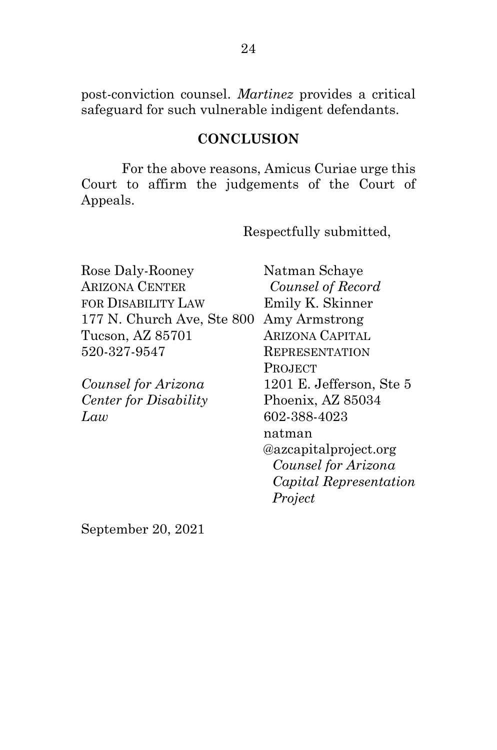post-conviction counsel. *Martinez* provides a critical safeguard for such vulnerable indigent defendants.

## CONCLUSION

For the above reasons, Amicus Curiae urge this Court to affirm the judgements of the Court of Appeals.

Respectfully submitted,

Natman Schaye
*Counsel of Record*
Emily K. Skinner
Amy Armstrong
ARIZONA CAPITAL REPRESENTATION PROJECT
1201 E. Jefferson, Ste 5
Phoenix, AZ 85034
602-388-4023
natman@azcapitalproject.org
*Counsel for Arizona Capital Representation Project*

Rose Daly-Rooney
ARIZONA CENTER FOR DISABILITY LAW
177 N. Church Ave, Ste 800
Tucson, AZ 85701
520-327-9547

*Counsel for Arizona Center for Disability Law*

September 20, 2021